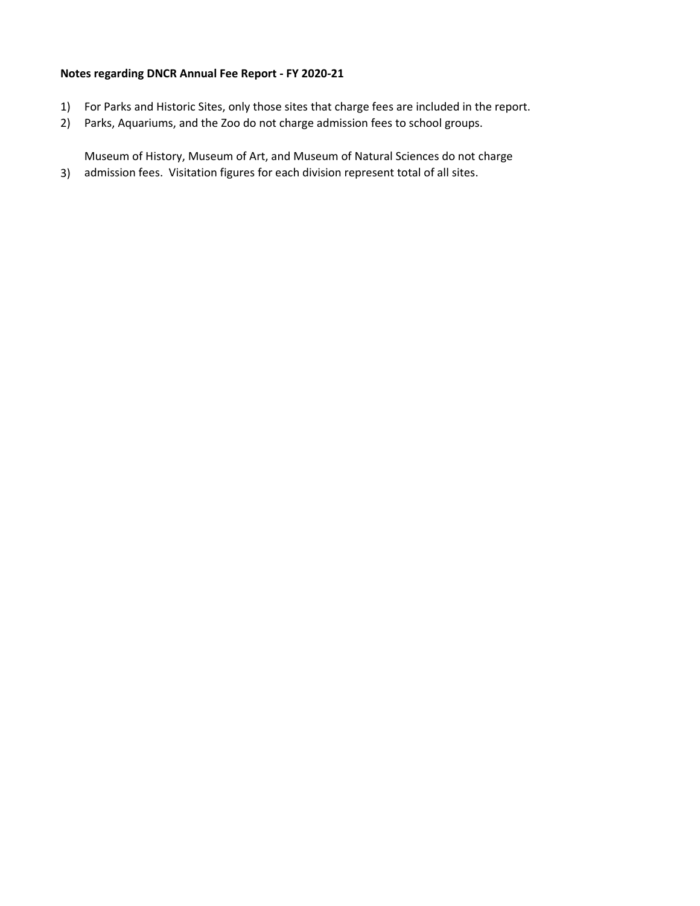**Notes regarding DNCR Annual Fee Report - FY 2020-21**

1) For Parks and Historic Sites, only those sites that charge fees are included in the report.
2) Parks, Aquariums, and the Zoo do not charge admission fees to school groups.
3) Museum of History, Museum of Art, and Museum of Natural Sciences do not charge admission fees. Visitation figures for each division represent total of all sites.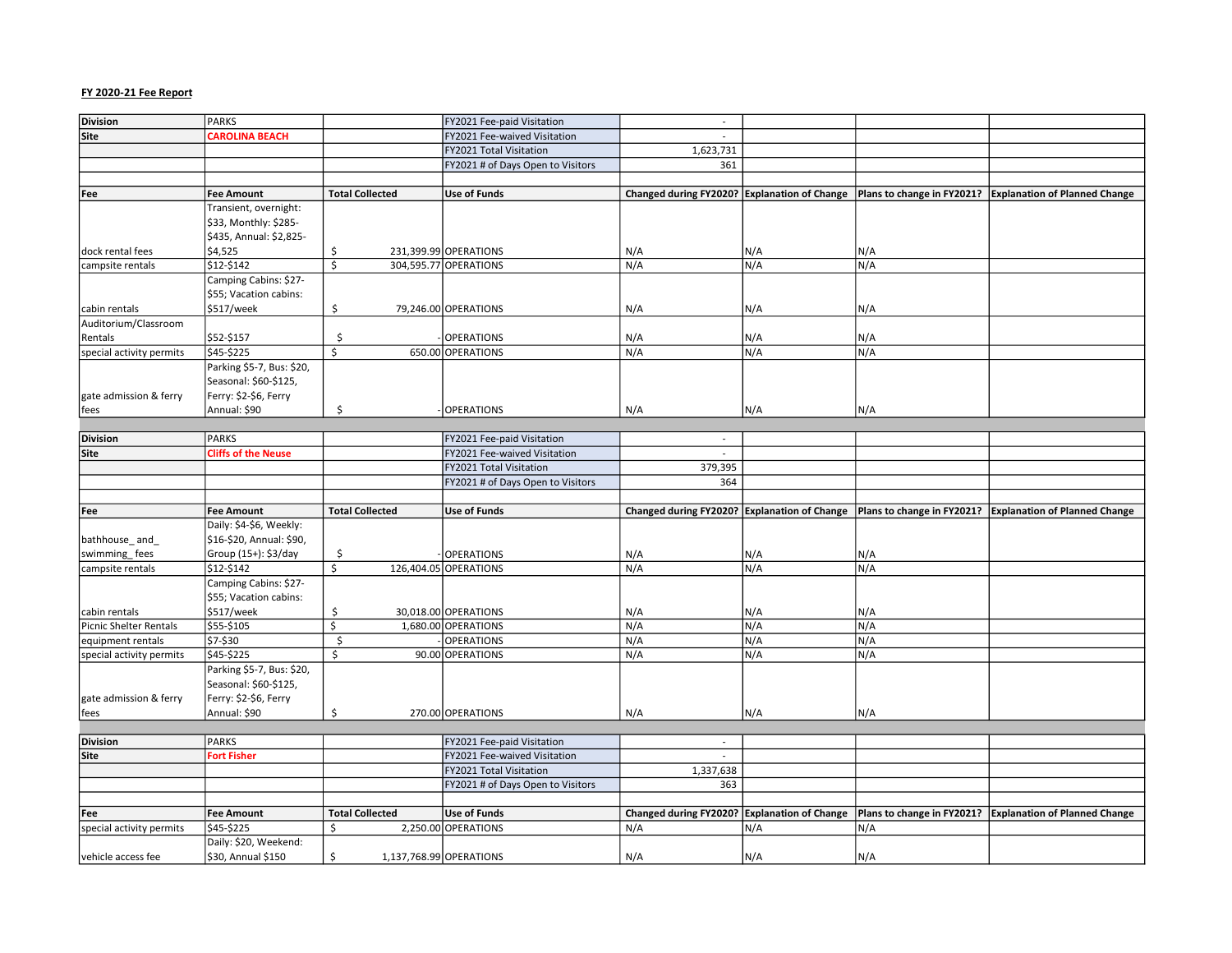**FY 2020-21 Fee Report**

| Division | PARKS | | FY2021 Fee-paid Visitation | - | | | |
|---|---|---|---|---|---|---|---|
| Site | CAROLINA BEACH | | FY2021 Fee-waived Visitation | - | | | |
| | | | FY2021 Total Visitation | 1,623,731 | | | |
| | | | FY2021 # of Days Open to Visitors | 361 | | | |
| | | | | | | | |
| **Fee** | **Fee Amount** | **Total Collected** | **Use of Funds** | **Changed during FY2020?** | **Explanation of Change** | **Plans to change in FY2021?** | **Explanation of Planned Change** |
| dock rental fees | Transient, overnight: $33, Monthly: $285-$435, Annual: $2,825-$4,525 | $ 231,399.99 | OPERATIONS | N/A | N/A | N/A | |
| campsite rentals | $12-$142 | $ 304,595.77 | OPERATIONS | N/A | N/A | N/A | |
| cabin rentals | Camping Cabins: $27-$55; Vacation cabins: $517/week | $ 79,246.00 | OPERATIONS | N/A | N/A | N/A | |
| Auditorium/Classroom Rentals | $52-$157 | $ - | OPERATIONS | N/A | N/A | N/A | |
| special activity permits | $45-$225 | $ 650.00 | OPERATIONS | N/A | N/A | N/A | |
| gate admission & ferry fees | Parking $5-7, Bus: $20, Seasonal: $60-$125, Ferry: $2-$6, Ferry Annual: $90 | $ - | OPERATIONS | N/A | N/A | N/A | |

| Division | PARKS | | FY2021 Fee-paid Visitation | - | | | |
|---|---|---|---|---|---|---|---|
| Site | Cliffs of the Neuse | | FY2021 Fee-waived Visitation | - | | | |
| | | | FY2021 Total Visitation | 379,395 | | | |
| | | | FY2021 # of Days Open to Visitors | 364 | | | |
| | | | | | | | |
| **Fee** | **Fee Amount** | **Total Collected** | **Use of Funds** | **Changed during FY2020?** | **Explanation of Change** | **Plans to change in FY2021?** | **Explanation of Planned Change** |
| bathhouse_ and_ swimming_ fees | Daily: $4-$6, Weekly: $16-$20, Annual: $90, Group (15+): $3/day | $ - | OPERATIONS | N/A | N/A | N/A | |
| campsite rentals | $12-$142 | $ 126,404.05 | OPERATIONS | N/A | N/A | N/A | |
| cabin rentals | Camping Cabins: $27-$55; Vacation cabins: $517/week | $ 30,018.00 | OPERATIONS | N/A | N/A | N/A | |
| Picnic Shelter Rentals | $55-$105 | $ 1,680.00 | OPERATIONS | N/A | N/A | N/A | |
| equipment rentals | $7-$30 | $ - | OPERATIONS | N/A | N/A | N/A | |
| special activity permits | $45-$225 | $ 90.00 | OPERATIONS | N/A | N/A | N/A | |
| gate admission & ferry fees | Parking $5-7, Bus: $20, Seasonal: $60-$125, Ferry: $2-$6, Ferry Annual: $90 | $ 270.00 | OPERATIONS | N/A | N/A | N/A | |

| Division | PARKS | | FY2021 Fee-paid Visitation | - | | | |
|---|---|---|---|---|---|---|---|
| Site | Fort Fisher | | FY2021 Fee-waived Visitation | - | | | |
| | | | FY2021 Total Visitation | 1,337,638 | | | |
| | | | FY2021 # of Days Open to Visitors | 363 | | | |
| | | | | | | | |
| **Fee** | **Fee Amount** | **Total Collected** | **Use of Funds** | **Changed during FY2020?** | **Explanation of Change** | **Plans to change in FY2021?** | **Explanation of Planned Change** |
| special activity permits | $45-$225 | $ 2,250.00 | OPERATIONS | N/A | N/A | N/A | |
| vehicle access fee | Daily: $20, Weekend: $30, Annual $150 | $ 1,137,768.99 | OPERATIONS | N/A | N/A | N/A | |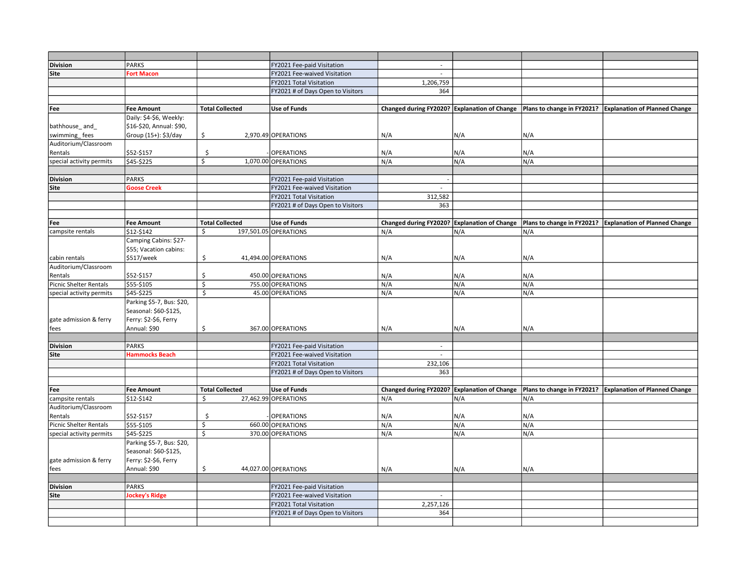| | | | | | | | |
|---|---|---|---|---|---|---|---|
| **Division** | PARKS | | FY2021 Fee-paid Visitation | - | | | |
| **Site** | **Fort Macon** | | FY2021 Fee-waived Visitation | - | | | |
| | | | FY2021 Total Visitation | 1,206,759 | | | |
| | | | FY2021 # of Days Open to Visitors | 364 | | | |
| | | | | | | | |
| **Fee** | **Fee Amount** | **Total Collected** | **Use of Funds** | **Changed during FY2020?** | **Explanation of Change** | **Plans to change in FY2021?** | **Explanation of Planned Change** |
| bathhouse_ and_ swimming_ fees | Daily: $4-$6, Weekly: $16-$20, Annual: $90, Group (15+): $3/day | $ 2,970.49 | OPERATIONS | N/A | N/A | N/A | |
| Auditorium/Classroom Rentals | $52-$157 | $ - | OPERATIONS | N/A | N/A | N/A | |
| special activity permits | $45-$225 | $ 1,070.00 | OPERATIONS | N/A | N/A | N/A | |
| | | | | | | | |
| **Division** | PARKS | | FY2021 Fee-paid Visitation | - | | | |
| **Site** | **Goose Creek** | | FY2021 Fee-waived Visitation | - | | | |
| | | | FY2021 Total Visitation | 312,582 | | | |
| | | | FY2021 # of Days Open to Visitors | 363 | | | |
| | | | | | | | |
| **Fee** | **Fee Amount** | **Total Collected** | **Use of Funds** | **Changed during FY2020?** | **Explanation of Change** | **Plans to change in FY2021?** | **Explanation of Planned Change** |
| campsite rentals | $12-$142 | $ 197,501.05 | OPERATIONS | N/A | N/A | N/A | |
| cabin rentals | Camping Cabins: $27-$55; Vacation cabins: $517/week | $ 41,494.00 | OPERATIONS | N/A | N/A | N/A | |
| Auditorium/Classroom Rentals | $52-$157 | $ 450.00 | OPERATIONS | N/A | N/A | N/A | |
| Picnic Shelter Rentals | $55-$105 | $ 755.00 | OPERATIONS | N/A | N/A | N/A | |
| special activity permits | $45-$225 | $ 45.00 | OPERATIONS | N/A | N/A | N/A | |
| gate admission & ferry fees | Parking $5-7, Bus: $20, Seasonal: $60-$125, Ferry: $2-$6, Ferry Annual: $90 | $ 367.00 | OPERATIONS | N/A | N/A | N/A | |
| | | | | | | | |
| **Division** | PARKS | | FY2021 Fee-paid Visitation | - | | | |
| **Site** | **Hammocks Beach** | | FY2021 Fee-waived Visitation | - | | | |
| | | | FY2021 Total Visitation | 232,106 | | | |
| | | | FY2021 # of Days Open to Visitors | 363 | | | |
| | | | | | | | |
| **Fee** | **Fee Amount** | **Total Collected** | **Use of Funds** | **Changed during FY2020?** | **Explanation of Change** | **Plans to change in FY2021?** | **Explanation of Planned Change** |
| campsite rentals | $12-$142 | $ 27,462.99 | OPERATIONS | N/A | N/A | N/A | |
| Auditorium/Classroom Rentals | $52-$157 | $ - | OPERATIONS | N/A | N/A | N/A | |
| Picnic Shelter Rentals | $55-$105 | $ 660.00 | OPERATIONS | N/A | N/A | N/A | |
| special activity permits | $45-$225 | $ 370.00 | OPERATIONS | N/A | N/A | N/A | |
| gate admission & ferry fees | Parking $5-7, Bus: $20, Seasonal: $60-$125, Ferry: $2-$6, Ferry Annual: $90 | $ 44,027.00 | OPERATIONS | N/A | N/A | N/A | |
| | | | | | | | |
| **Division** | PARKS | | FY2021 Fee-paid Visitation | | | | |
| **Site** | **Jockey's Ridge** | | FY2021 Fee-waived Visitation | - | | | |
| | | | FY2021 Total Visitation | 2,257,126 | | | |
| | | | FY2021 # of Days Open to Visitors | 364 | | | |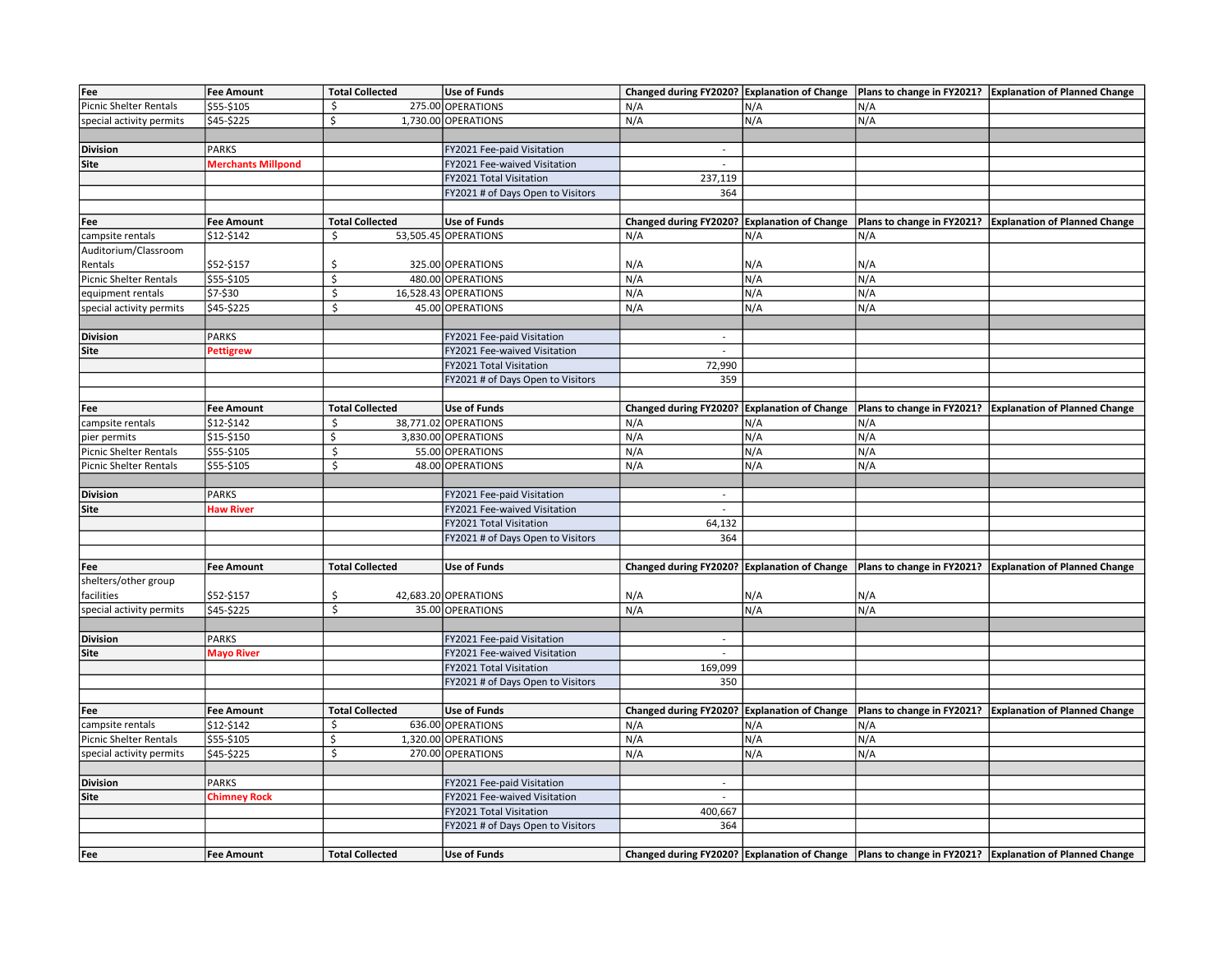| Fee | Fee Amount | Total Collected | Use of Funds | Changed during FY2020? | Explanation of Change | Plans to change in FY2021? | Explanation of Planned Change |
|---|---|---|---|---|---|---|---|
| Picnic Shelter Rentals | $55-$105 | $ 275.00 | OPERATIONS | N/A | N/A | N/A | |
| special activity permits | $45-$225 | $ 1,730.00 | OPERATIONS | N/A | N/A | N/A | |
| | | | | | | | |
| **Division** | PARKS | | FY2021 Fee-paid Visitation | - | | | |
| **Site** | **Merchants Millpond** | | FY2021 Fee-waived Visitation | - | | | |
| | | | FY2021 Total Visitation | 237,119 | | | |
| | | | FY2021 # of Days Open to Visitors | 364 | | | |
| | | | | | | | |
| **Fee** | **Fee Amount** | **Total Collected** | **Use of Funds** | **Changed during FY2020?** | **Explanation of Change** | **Plans to change in FY2021?** | **Explanation of Planned Change** |
| campsite rentals | $12-$142 | $ 53,505.45 | OPERATIONS | N/A | N/A | N/A | |
| Auditorium/Classroom Rentals | $52-$157 | $ 325.00 | OPERATIONS | N/A | N/A | N/A | |
| Picnic Shelter Rentals | $55-$105 | $ 480.00 | OPERATIONS | N/A | N/A | N/A | |
| equipment rentals | $7-$30 | $ 16,528.43 | OPERATIONS | N/A | N/A | N/A | |
| special activity permits | $45-$225 | $ 45.00 | OPERATIONS | N/A | N/A | N/A | |
| | | | | | | | |
| **Division** | PARKS | | FY2021 Fee-paid Visitation | - | | | |
| **Site** | **Pettigrew** | | FY2021 Fee-waived Visitation | - | | | |
| | | | FY2021 Total Visitation | 72,990 | | | |
| | | | FY2021 # of Days Open to Visitors | 359 | | | |
| | | | | | | | |
| **Fee** | **Fee Amount** | **Total Collected** | **Use of Funds** | **Changed during FY2020?** | **Explanation of Change** | **Plans to change in FY2021?** | **Explanation of Planned Change** |
| campsite rentals | $12-$142 | $ 38,771.02 | OPERATIONS | N/A | N/A | N/A | |
| pier permits | $15-$150 | $ 3,830.00 | OPERATIONS | N/A | N/A | N/A | |
| Picnic Shelter Rentals | $55-$105 | $ 55.00 | OPERATIONS | N/A | N/A | N/A | |
| Picnic Shelter Rentals | $55-$105 | $ 48.00 | OPERATIONS | N/A | N/A | N/A | |
| | | | | | | | |
| **Division** | PARKS | | FY2021 Fee-paid Visitation | - | | | |
| **Site** | **Haw River** | | FY2021 Fee-waived Visitation | - | | | |
| | | | FY2021 Total Visitation | 64,132 | | | |
| | | | FY2021 # of Days Open to Visitors | 364 | | | |
| | | | | | | | |
| **Fee** | **Fee Amount** | **Total Collected** | **Use of Funds** | **Changed during FY2020?** | **Explanation of Change** | **Plans to change in FY2021?** | **Explanation of Planned Change** |
| shelters/other group facilities | $52-$157 | $ 42,683.20 | OPERATIONS | N/A | N/A | N/A | |
| special activity permits | $45-$225 | $ 35.00 | OPERATIONS | N/A | N/A | N/A | |
| | | | | | | | |
| **Division** | PARKS | | FY2021 Fee-paid Visitation | - | | | |
| **Site** | **Mayo River** | | FY2021 Fee-waived Visitation | - | | | |
| | | | FY2021 Total Visitation | 169,099 | | | |
| | | | FY2021 # of Days Open to Visitors | 350 | | | |
| | | | | | | | |
| **Fee** | **Fee Amount** | **Total Collected** | **Use of Funds** | **Changed during FY2020?** | **Explanation of Change** | **Plans to change in FY2021?** | **Explanation of Planned Change** |
| campsite rentals | $12-$142 | $ 636.00 | OPERATIONS | N/A | N/A | N/A | |
| Picnic Shelter Rentals | $55-$105 | $ 1,320.00 | OPERATIONS | N/A | N/A | N/A | |
| special activity permits | $45-$225 | $ 270.00 | OPERATIONS | N/A | N/A | N/A | |
| | | | | | | | |
| **Division** | PARKS | | FY2021 Fee-paid Visitation | - | | | |
| **Site** | **Chimney Rock** | | FY2021 Fee-waived Visitation | - | | | |
| | | | FY2021 Total Visitation | 400,667 | | | |
| | | | FY2021 # of Days Open to Visitors | 364 | | | |
| | | | | | | | |
| **Fee** | **Fee Amount** | **Total Collected** | **Use of Funds** | **Changed during FY2020?** | **Explanation of Change** | **Plans to change in FY2021?** | **Explanation of Planned Change** |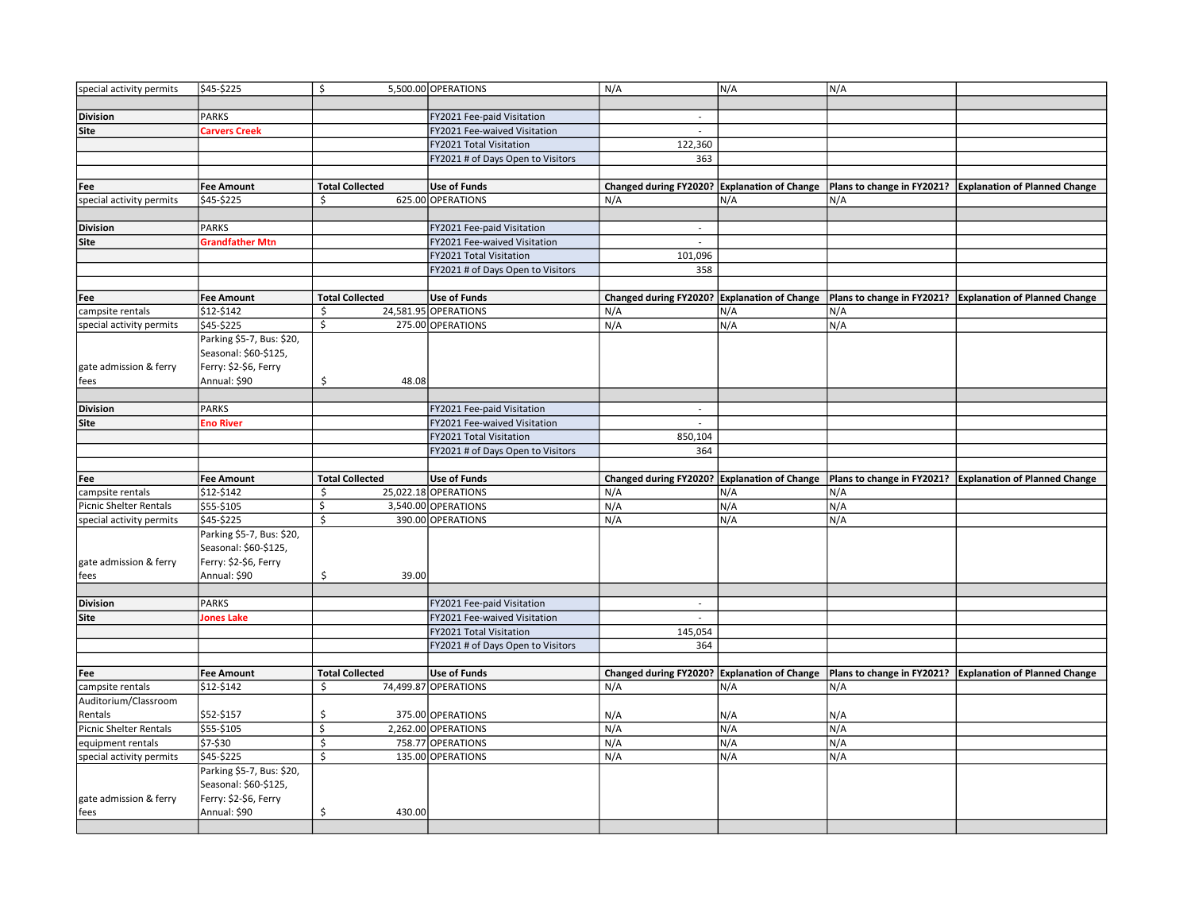| | | | | | | | |
|---|---|---|---|---|---|---|---|
| special activity permits | $45-$225 | $ 5,500.00 | OPERATIONS | N/A | N/A | N/A | |
| | | | | | | | |
| **Division** | PARKS | | FY2021 Fee-paid Visitation | - | | | |
| **Site** | **Carvers Creek** | | FY2021 Fee-waived Visitation | - | | | |
| | | | FY2021 Total Visitation | 122,360 | | | |
| | | | FY2021 # of Days Open to Visitors | 363 | | | |
| | | | | | | | |
| **Fee** | **Fee Amount** | **Total Collected** | **Use of Funds** | **Changed during FY2020?** | **Explanation of Change** | **Plans to change in FY2021?** | **Explanation of Planned Change** |
| special activity permits | $45-$225 | $ 625.00 | OPERATIONS | N/A | N/A | N/A | |
| | | | | | | | |
| **Division** | PARKS | | FY2021 Fee-paid Visitation | - | | | |
| **Site** | **Grandfather Mtn** | | FY2021 Fee-waived Visitation | - | | | |
| | | | FY2021 Total Visitation | 101,096 | | | |
| | | | FY2021 # of Days Open to Visitors | 358 | | | |
| | | | | | | | |
| **Fee** | **Fee Amount** | **Total Collected** | **Use of Funds** | **Changed during FY2020?** | **Explanation of Change** | **Plans to change in FY2021?** | **Explanation of Planned Change** |
| campsite rentals | $12-$142 | $ 24,581.95 | OPERATIONS | N/A | N/A | N/A | |
| special activity permits | $45-$225 | $ 275.00 | OPERATIONS | N/A | N/A | N/A | |
| gate admission & ferry fees | Parking $5-7, Bus: $20, Seasonal: $60-$125, Ferry: $2-$6, Ferry Annual: $90 | $ 48.08 | | | | | |
| | | | | | | | |
| **Division** | PARKS | | FY2021 Fee-paid Visitation | - | | | |
| **Site** | **Eno River** | | FY2021 Fee-waived Visitation | - | | | |
| | | | FY2021 Total Visitation | 850,104 | | | |
| | | | FY2021 # of Days Open to Visitors | 364 | | | |
| | | | | | | | |
| **Fee** | **Fee Amount** | **Total Collected** | **Use of Funds** | **Changed during FY2020?** | **Explanation of Change** | **Plans to change in FY2021?** | **Explanation of Planned Change** |
| campsite rentals | $12-$142 | $ 25,022.18 | OPERATIONS | N/A | N/A | N/A | |
| Picnic Shelter Rentals | $55-$105 | $ 3,540.00 | OPERATIONS | N/A | N/A | N/A | |
| special activity permits | $45-$225 | $ 390.00 | OPERATIONS | N/A | N/A | N/A | |
| gate admission & ferry fees | Parking $5-7, Bus: $20, Seasonal: $60-$125, Ferry: $2-$6, Ferry Annual: $90 | $ 39.00 | | | | | |
| | | | | | | | |
| **Division** | PARKS | | FY2021 Fee-paid Visitation | - | | | |
| **Site** | **Jones Lake** | | FY2021 Fee-waived Visitation | - | | | |
| | | | FY2021 Total Visitation | 145,054 | | | |
| | | | FY2021 # of Days Open to Visitors | 364 | | | |
| | | | | | | | |
| **Fee** | **Fee Amount** | **Total Collected** | **Use of Funds** | **Changed during FY2020?** | **Explanation of Change** | **Plans to change in FY2021?** | **Explanation of Planned Change** |
| campsite rentals | $12-$142 | $ 74,499.87 | OPERATIONS | N/A | N/A | N/A | |
| Auditorium/Classroom Rentals | $52-$157 | $ 375.00 | OPERATIONS | N/A | N/A | N/A | |
| Picnic Shelter Rentals | $55-$105 | $ 2,262.00 | OPERATIONS | N/A | N/A | N/A | |
| equipment rentals | $7-$30 | $ 758.77 | OPERATIONS | N/A | N/A | N/A | |
| special activity permits | $45-$225 | $ 135.00 | OPERATIONS | N/A | N/A | N/A | |
| gate admission & ferry fees | Parking $5-7, Bus: $20, Seasonal: $60-$125, Ferry: $2-$6, Ferry Annual: $90 | $ 430.00 | | | | | |
| | | | | | | | |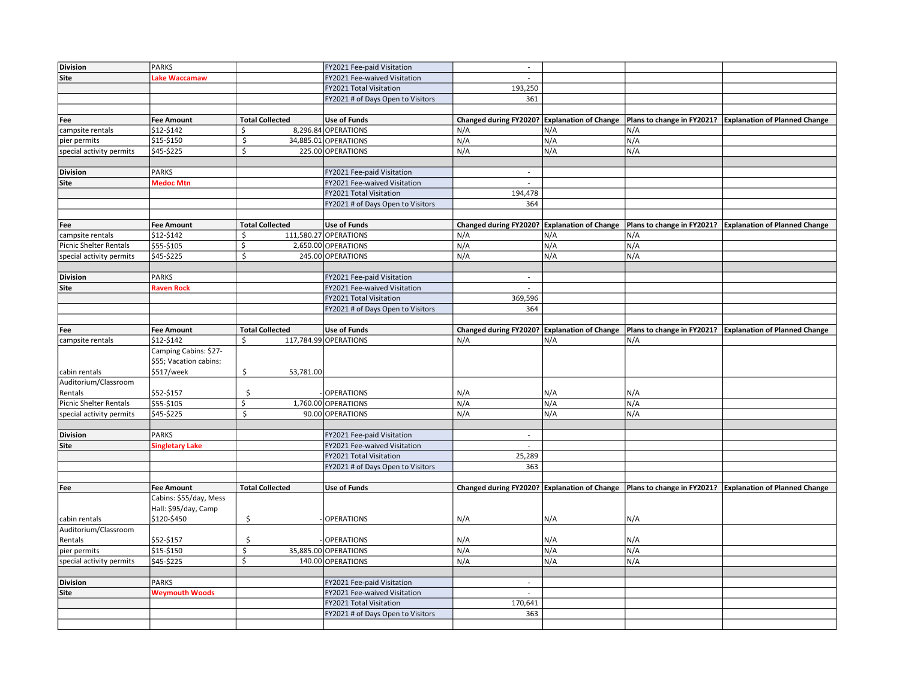| Division | PARKS | | FY2021 Fee-paid Visitation | - | | | |
|---|---|---|---|---|---|---|---|
| Site | Lake Waccamaw | | FY2021 Fee-waived Visitation | - | | | |
| | | | FY2021 Total Visitation | 193,250 | | | |
| | | | FY2021 # of Days Open to Visitors | 361 | | | |
| | | | | | | | |
| **Fee** | **Fee Amount** | **Total Collected** | **Use of Funds** | **Changed during FY2020?** | **Explanation of Change** | **Plans to change in FY2021?** | **Explanation of Planned Change** |
| campsite rentals | $12-$142 | $ 8,296.84 | OPERATIONS | N/A | N/A | N/A | |
| pier permits | $15-$150 | $ 34,885.01 | OPERATIONS | N/A | N/A | N/A | |
| special activity permits | $45-$225 | $ 225.00 | OPERATIONS | N/A | N/A | N/A | |
| | | | | | | | |
| Division | PARKS | | FY2021 Fee-paid Visitation | - | | | |
| Site | Medoc Mtn | | FY2021 Fee-waived Visitation | - | | | |
| | | | FY2021 Total Visitation | 194,478 | | | |
| | | | FY2021 # of Days Open to Visitors | 364 | | | |
| | | | | | | | |
| **Fee** | **Fee Amount** | **Total Collected** | **Use of Funds** | **Changed during FY2020?** | **Explanation of Change** | **Plans to change in FY2021?** | **Explanation of Planned Change** |
| campsite rentals | $12-$142 | $ 111,580.27 | OPERATIONS | N/A | N/A | N/A | |
| Picnic Shelter Rentals | $55-$105 | $ 2,650.00 | OPERATIONS | N/A | N/A | N/A | |
| special activity permits | $45-$225 | $ 245.00 | OPERATIONS | N/A | N/A | N/A | |
| | | | | | | | |
| Division | PARKS | | FY2021 Fee-paid Visitation | - | | | |
| Site | Raven Rock | | FY2021 Fee-waived Visitation | - | | | |
| | | | FY2021 Total Visitation | 369,596 | | | |
| | | | FY2021 # of Days Open to Visitors | 364 | | | |
| | | | | | | | |
| **Fee** | **Fee Amount** | **Total Collected** | **Use of Funds** | **Changed during FY2020?** | **Explanation of Change** | **Plans to change in FY2021?** | **Explanation of Planned Change** |
| campsite rentals | $12-$142 | $ 117,784.99 | OPERATIONS | N/A | N/A | N/A | |
| cabin rentals | Camping Cabins: $27-$55; Vacation cabins: $517/week | $ 53,781.00 | | | | | |
| Auditorium/Classroom Rentals | $52-$157 | $ - | OPERATIONS | N/A | N/A | N/A | |
| Picnic Shelter Rentals | $55-$105 | $ 1,760.00 | OPERATIONS | N/A | N/A | N/A | |
| special activity permits | $45-$225 | $ 90.00 | OPERATIONS | N/A | N/A | N/A | |
| | | | | | | | |
| Division | PARKS | | FY2021 Fee-paid Visitation | - | | | |
| Site | Singletary Lake | | FY2021 Fee-waived Visitation | - | | | |
| | | | FY2021 Total Visitation | 25,289 | | | |
| | | | FY2021 # of Days Open to Visitors | 363 | | | |
| | | | | | | | |
| **Fee** | **Fee Amount** | **Total Collected** | **Use of Funds** | **Changed during FY2020?** | **Explanation of Change** | **Plans to change in FY2021?** | **Explanation of Planned Change** |
| cabin rentals | Cabins: $55/day, Mess Hall: $95/day, Camp $120-$450 | $ - | OPERATIONS | N/A | N/A | N/A | |
| Auditorium/Classroom Rentals | $52-$157 | $ - | OPERATIONS | N/A | N/A | N/A | |
| pier permits | $15-$150 | $ 35,885.00 | OPERATIONS | N/A | N/A | N/A | |
| special activity permits | $45-$225 | $ 140.00 | OPERATIONS | N/A | N/A | N/A | |
| | | | | | | | |
| Division | PARKS | | FY2021 Fee-paid Visitation | - | | | |
| Site | Weymouth Woods | | FY2021 Fee-waived Visitation | - | | | |
| | | | FY2021 Total Visitation | 170,641 | | | |
| | | | FY2021 # of Days Open to Visitors | 363 | | | |
| | | | | | | | |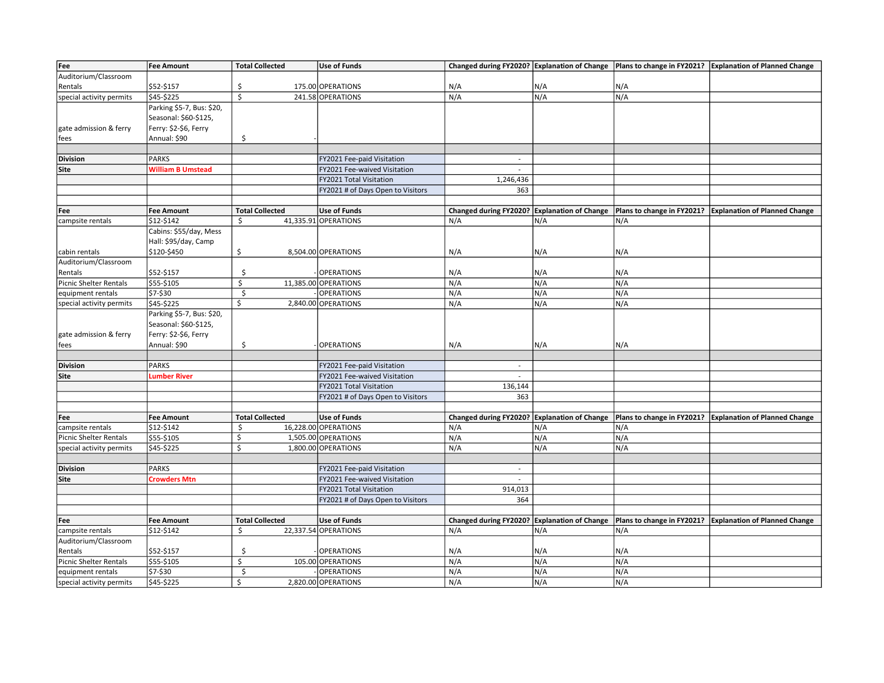| Fee | Fee Amount | Total Collected | Use of Funds | Changed during FY2020? | Explanation of Change | Plans to change in FY2021? | Explanation of Planned Change |
|---|---|---|---|---|---|---|---|
| Auditorium/Classroom Rentals | $52-$157 | $ 175.00 | OPERATIONS | N/A | N/A | N/A | |
| special activity permits | $45-$225 | $ 241.58 | OPERATIONS | N/A | N/A | N/A | |
| gate admission & ferry fees | Parking $5-7, Bus: $20, Seasonal: $60-$125, Ferry: $2-$6, Ferry Annual: $90 | $ - | | | | | |
| | | | | | | | |
| **Division** | PARKS | | FY2021 Fee-paid Visitation | - | | | |
| **Site** | **William B Umstead** | | FY2021 Fee-waived Visitation | - | | | |
| | | | FY2021 Total Visitation | 1,246,436 | | | |
| | | | FY2021 # of Days Open to Visitors | 363 | | | |
| | | | | | | | |
| **Fee** | **Fee Amount** | **Total Collected** | **Use of Funds** | **Changed during FY2020?** | **Explanation of Change** | **Plans to change in FY2021?** | **Explanation of Planned Change** |
| campsite rentals | $12-$142 | $ 41,335.91 | OPERATIONS | N/A | N/A | N/A | |
| cabin rentals | Cabins: $55/day, Mess Hall: $95/day, Camp $120-$450 | $ 8,504.00 | OPERATIONS | N/A | N/A | N/A | |
| Auditorium/Classroom Rentals | $52-$157 | $ - | OPERATIONS | N/A | N/A | N/A | |
| Picnic Shelter Rentals | $55-$105 | $ 11,385.00 | OPERATIONS | N/A | N/A | N/A | |
| equipment rentals | $7-$30 | $ - | OPERATIONS | N/A | N/A | N/A | |
| special activity permits | $45-$225 | $ 2,840.00 | OPERATIONS | N/A | N/A | N/A | |
| gate admission & ferry fees | Parking $5-7, Bus: $20, Seasonal: $60-$125, Ferry: $2-$6, Ferry Annual: $90 | $ - | OPERATIONS | N/A | N/A | N/A | |
| | | | | | | | |
| **Division** | PARKS | | FY2021 Fee-paid Visitation | - | | | |
| **Site** | **Lumber River** | | FY2021 Fee-waived Visitation | - | | | |
| | | | FY2021 Total Visitation | 136,144 | | | |
| | | | FY2021 # of Days Open to Visitors | 363 | | | |
| | | | | | | | |
| **Fee** | **Fee Amount** | **Total Collected** | **Use of Funds** | **Changed during FY2020?** | **Explanation of Change** | **Plans to change in FY2021?** | **Explanation of Planned Change** |
| campsite rentals | $12-$142 | $ 16,228.00 | OPERATIONS | N/A | N/A | N/A | |
| Picnic Shelter Rentals | $55-$105 | $ 1,505.00 | OPERATIONS | N/A | N/A | N/A | |
| special activity permits | $45-$225 | $ 1,800.00 | OPERATIONS | N/A | N/A | N/A | |
| | | | | | | | |
| **Division** | PARKS | | FY2021 Fee-paid Visitation | - | | | |
| **Site** | **Crowders Mtn** | | FY2021 Fee-waived Visitation | - | | | |
| | | | FY2021 Total Visitation | 914,013 | | | |
| | | | FY2021 # of Days Open to Visitors | 364 | | | |
| | | | | | | | |
| **Fee** | **Fee Amount** | **Total Collected** | **Use of Funds** | **Changed during FY2020?** | **Explanation of Change** | **Plans to change in FY2021?** | **Explanation of Planned Change** |
| campsite rentals | $12-$142 | $ 22,337.54 | OPERATIONS | N/A | N/A | N/A | |
| Auditorium/Classroom Rentals | $52-$157 | $ - | OPERATIONS | N/A | N/A | N/A | |
| Picnic Shelter Rentals | $55-$105 | $ 105.00 | OPERATIONS | N/A | N/A | N/A | |
| equipment rentals | $7-$30 | $ - | OPERATIONS | N/A | N/A | N/A | |
| special activity permits | $45-$225 | $ 2,820.00 | OPERATIONS | N/A | N/A | N/A | |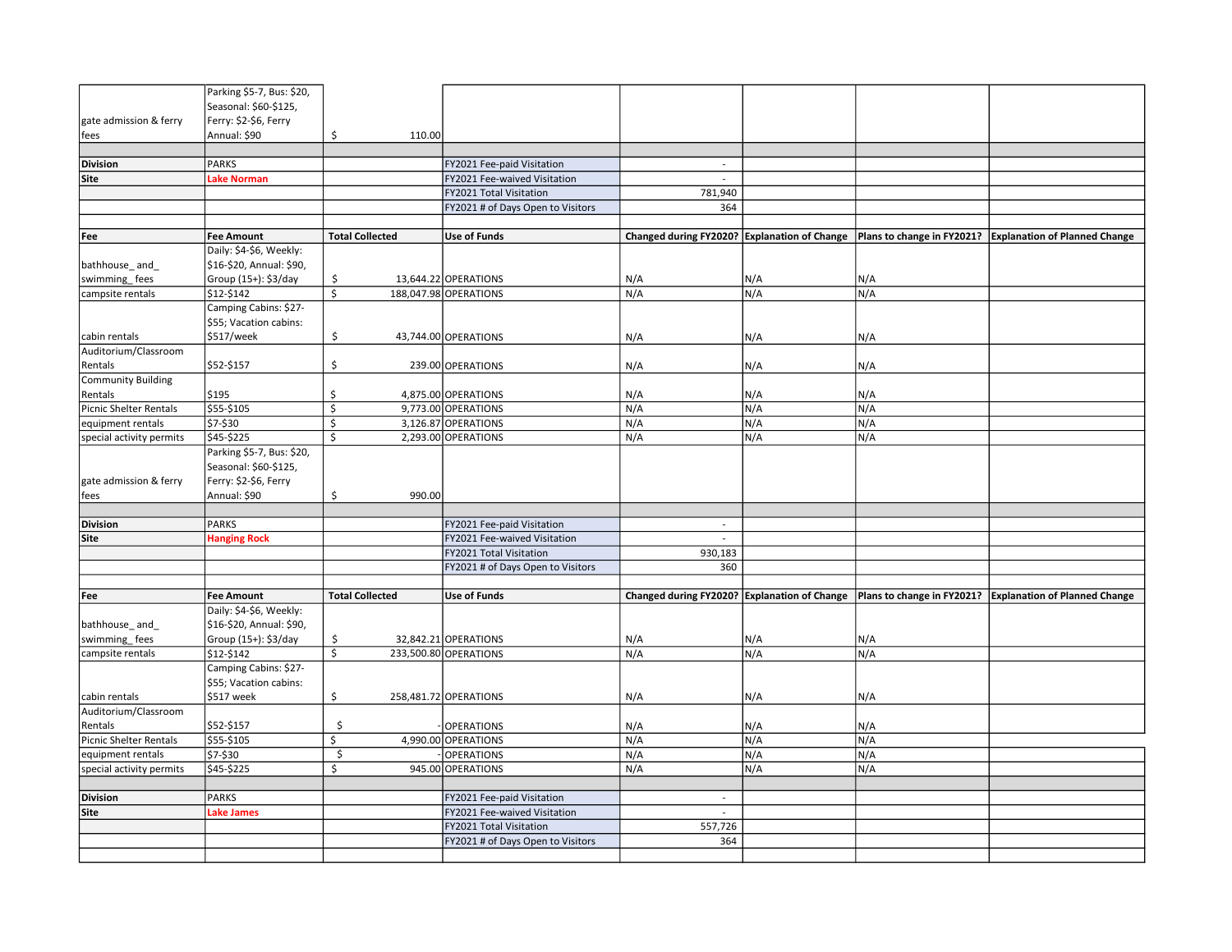| | | | | | | | |
|---|---|---|---|---|---|---|---|
| gate admission & ferry fees | Parking $5-7, Bus: $20, Seasonal: $60-$125, Ferry: $2-$6, Ferry Annual: $90 | $ 110.00 | | | | | |
| | | | | | | | |
| **Division** | PARKS | | FY2021 Fee-paid Visitation | - | | | |
| **Site** | **Lake Norman** | | FY2021 Fee-waived Visitation | - | | | |
| | | | FY2021 Total Visitation | 781,940 | | | |
| | | | FY2021 # of Days Open to Visitors | 364 | | | |
| | | | | | | | |
| **Fee** | **Fee Amount** | **Total Collected** | **Use of Funds** | **Changed during FY2020?** | **Explanation of Change** | **Plans to change in FY2021?** | **Explanation of Planned Change** |
| bathhouse_ and_ swimming_ fees | Daily: $4-$6, Weekly: $16-$20, Annual: $90, Group (15+): $3/day | $ 13,644.22 | OPERATIONS | N/A | N/A | N/A | |
| campsite rentals | $12-$142 | $ 188,047.98 | OPERATIONS | N/A | N/A | N/A | |
| cabin rentals | Camping Cabins: $27-$55; Vacation cabins: $517/week | $ 43,744.00 | OPERATIONS | N/A | N/A | N/A | |
| Auditorium/Classroom Rentals | $52-$157 | $ 239.00 | OPERATIONS | N/A | N/A | N/A | |
| Community Building Rentals | $195 | $ 4,875.00 | OPERATIONS | N/A | N/A | N/A | |
| Picnic Shelter Rentals | $55-$105 | $ 9,773.00 | OPERATIONS | N/A | N/A | N/A | |
| equipment rentals | $7-$30 | $ 3,126.87 | OPERATIONS | N/A | N/A | N/A | |
| special activity permits | $45-$225 | $ 2,293.00 | OPERATIONS | N/A | N/A | N/A | |
| gate admission & ferry fees | Parking $5-7, Bus: $20, Seasonal: $60-$125, Ferry: $2-$6, Ferry Annual: $90 | $ 990.00 | | | | | |
| | | | | | | | |
| **Division** | PARKS | | FY2021 Fee-paid Visitation | - | | | |
| **Site** | **Hanging Rock** | | FY2021 Fee-waived Visitation | - | | | |
| | | | FY2021 Total Visitation | 930,183 | | | |
| | | | FY2021 # of Days Open to Visitors | 360 | | | |
| | | | | | | | |
| **Fee** | **Fee Amount** | **Total Collected** | **Use of Funds** | **Changed during FY2020?** | **Explanation of Change** | **Plans to change in FY2021?** | **Explanation of Planned Change** |
| bathhouse_ and_ swimming_ fees | Daily: $4-$6, Weekly: $16-$20, Annual: $90, Group (15+): $3/day | $ 32,842.21 | OPERATIONS | N/A | N/A | N/A | |
| campsite rentals | $12-$142 | $ 233,500.80 | OPERATIONS | N/A | N/A | N/A | |
| cabin rentals | Camping Cabins: $27-$55; Vacation cabins: $517 week | $ 258,481.72 | OPERATIONS | N/A | N/A | N/A | |
| Auditorium/Classroom Rentals | $52-$157 | $ - | OPERATIONS | N/A | N/A | N/A | |
| Picnic Shelter Rentals | $55-$105 | $ 4,990.00 | OPERATIONS | N/A | N/A | N/A | |
| equipment rentals | $7-$30 | $ - | OPERATIONS | N/A | N/A | N/A | |
| special activity permits | $45-$225 | $ 945.00 | OPERATIONS | N/A | N/A | N/A | |
| | | | | | | | |
| **Division** | PARKS | | FY2021 Fee-paid Visitation | - | | | |
| **Site** | **Lake James** | | FY2021 Fee-waived Visitation | - | | | |
| | | | FY2021 Total Visitation | 557,726 | | | |
| | | | FY2021 # of Days Open to Visitors | 364 | | | |
| | | | | | | | |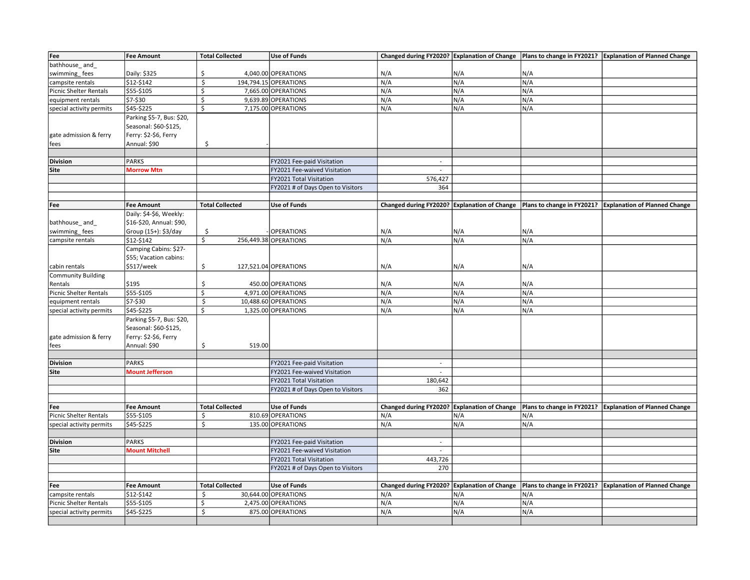| Fee | Fee Amount | Total Collected | Use of Funds | Changed during FY2020? | Explanation of Change | Plans to change in FY2021? | Explanation of Planned Change |
|---|---|---|---|---|---|---|---|
| bathhouse_ and_ swimming_ fees | Daily: $325 | $ 4,040.00 | OPERATIONS | N/A | N/A | N/A | |
| campsite rentals | $12-$142 | $ 194,794.15 | OPERATIONS | N/A | N/A | N/A | |
| Picnic Shelter Rentals | $55-$105 | $ 7,665.00 | OPERATIONS | N/A | N/A | N/A | |
| equipment rentals | $7-$30 | $ 9,639.89 | OPERATIONS | N/A | N/A | N/A | |
| special activity permits | $45-$225 | $ 7,175.00 | OPERATIONS | N/A | N/A | N/A | |
| gate admission & ferry fees | Parking $5-7, Bus: $20, Seasonal: $60-$125, Ferry: $2-$6, Ferry Annual: $90 | $ - | | | | | |

| Division | PARKS | | FY2021 Fee-paid Visitation | - | | | |
|---|---|---|---|---|---|---|---|
| Site | **Morrow Mtn** | | FY2021 Fee-waived Visitation | - | | | |
| | | | FY2021 Total Visitation | 576,427 | | | |
| | | | FY2021 # of Days Open to Visitors | 364 | | | |

| Fee | Fee Amount | Total Collected | Use of Funds | Changed during FY2020? | Explanation of Change | Plans to change in FY2021? | Explanation of Planned Change |
|---|---|---|---|---|---|---|---|
| bathhouse_ and_ swimming_ fees | Daily: $4-$6, Weekly: $16-$20, Annual: $90, Group (15+): $3/day | $ - | OPERATIONS | N/A | N/A | N/A | |
| campsite rentals | $12-$142 | $ 256,449.38 | OPERATIONS | N/A | N/A | N/A | |
| cabin rentals | Camping Cabins: $27-$55; Vacation cabins: $517/week | $ 127,521.04 | OPERATIONS | N/A | N/A | N/A | |
| Community Building Rentals | $195 | $ 450.00 | OPERATIONS | N/A | N/A | N/A | |
| Picnic Shelter Rentals | $55-$105 | $ 4,971.00 | OPERATIONS | N/A | N/A | N/A | |
| equipment rentals | $7-$30 | $ 10,488.60 | OPERATIONS | N/A | N/A | N/A | |
| special activity permits | $45-$225 | $ 1,325.00 | OPERATIONS | N/A | N/A | N/A | |
| gate admission & ferry fees | Parking $5-7, Bus: $20, Seasonal: $60-$125, Ferry: $2-$6, Ferry Annual: $90 | $ 519.00 | | | | | |

| Division | PARKS | | FY2021 Fee-paid Visitation | - | | | |
|---|---|---|---|---|---|---|---|
| Site | **Mount Jefferson** | | FY2021 Fee-waived Visitation | - | | | |
| | | | FY2021 Total Visitation | 180,642 | | | |
| | | | FY2021 # of Days Open to Visitors | 362 | | | |

| Fee | Fee Amount | Total Collected | Use of Funds | Changed during FY2020? | Explanation of Change | Plans to change in FY2021? | Explanation of Planned Change |
|---|---|---|---|---|---|---|---|
| Picnic Shelter Rentals | $55-$105 | $ 810.69 | OPERATIONS | N/A | N/A | N/A | |
| special activity permits | $45-$225 | $ 135.00 | OPERATIONS | N/A | N/A | N/A | |

| Division | PARKS | | FY2021 Fee-paid Visitation | - | | | |
|---|---|---|---|---|---|---|---|
| Site | **Mount Mitchell** | | FY2021 Fee-waived Visitation | - | | | |
| | | | FY2021 Total Visitation | 443,726 | | | |
| | | | FY2021 # of Days Open to Visitors | 270 | | | |

| Fee | Fee Amount | Total Collected | Use of Funds | Changed during FY2020? | Explanation of Change | Plans to change in FY2021? | Explanation of Planned Change |
|---|---|---|---|---|---|---|---|
| campsite rentals | $12-$142 | $ 30,644.00 | OPERATIONS | N/A | N/A | N/A | |
| Picnic Shelter Rentals | $55-$105 | $ 2,475.00 | OPERATIONS | N/A | N/A | N/A | |
| special activity permits | $45-$225 | $ 875.00 | OPERATIONS | N/A | N/A | N/A | |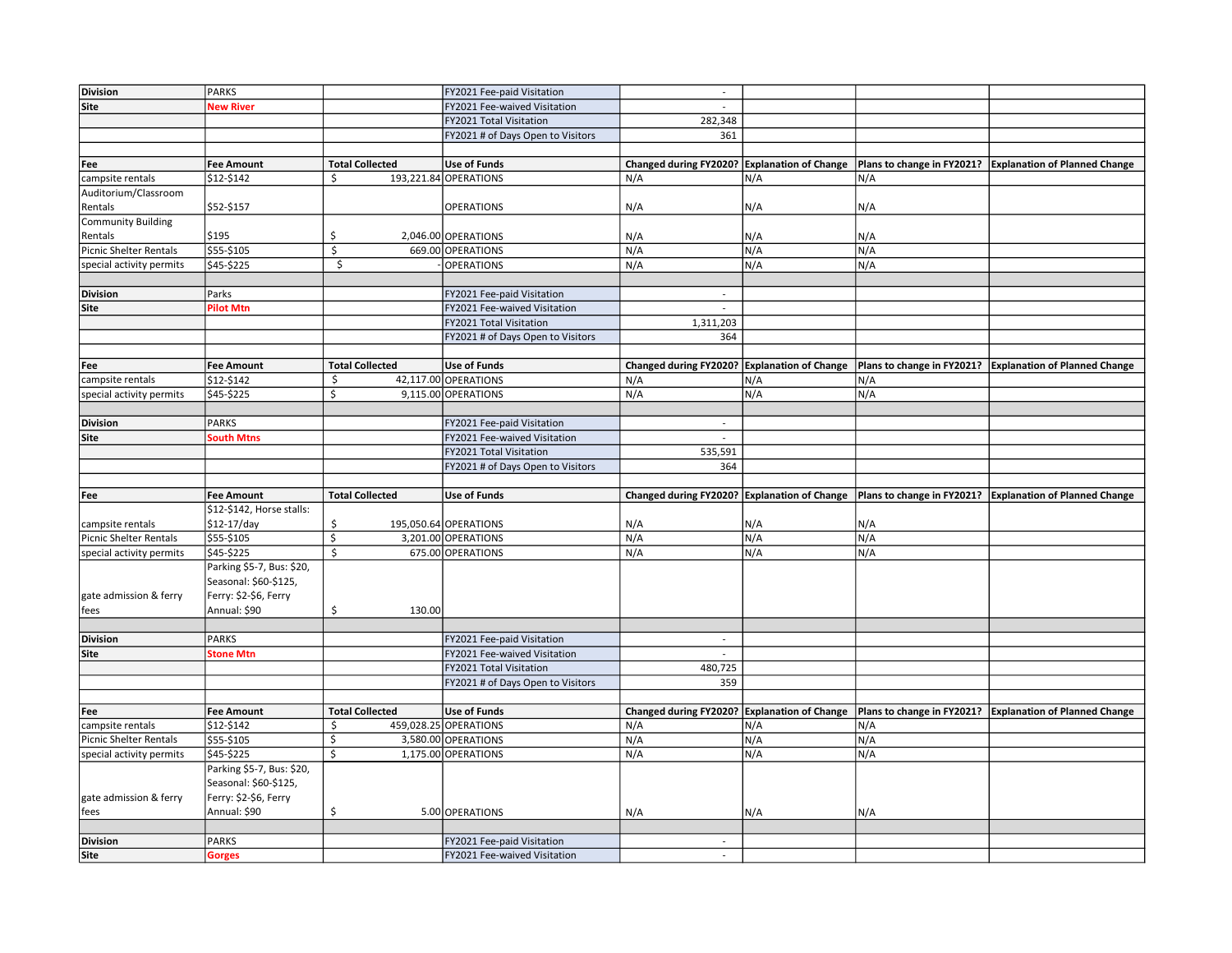| Division | PARKS | | FY2021 Fee-paid Visitation | - | | | |
|---|---|---|---|---|---|---|---|
| Site | New River | | FY2021 Fee-waived Visitation | - | | | |
| | | | FY2021 Total Visitation | 282,348 | | | |
| | | | FY2021 # of Days Open to Visitors | 361 | | | |
| | | | | | | | |
| Fee | Fee Amount | Total Collected | Use of Funds | Changed during FY2020? | Explanation of Change | Plans to change in FY2021? | Explanation of Planned Change |
| campsite rentals | $12-$142 | $ 193,221.84 | OPERATIONS | N/A | N/A | N/A | |
| Auditorium/Classroom Rentals | $52-$157 | | OPERATIONS | N/A | N/A | N/A | |
| Community Building Rentals | $195 | $ 2,046.00 | OPERATIONS | N/A | N/A | N/A | |
| Picnic Shelter Rentals | $55-$105 | $ 669.00 | OPERATIONS | N/A | N/A | N/A | |
| special activity permits | $45-$225 | $ - | OPERATIONS | N/A | N/A | N/A | |
| | | | | | | | |
| Division | Parks | | FY2021 Fee-paid Visitation | - | | | |
| Site | Pilot Mtn | | FY2021 Fee-waived Visitation | - | | | |
| | | | FY2021 Total Visitation | 1,311,203 | | | |
| | | | FY2021 # of Days Open to Visitors | 364 | | | |
| | | | | | | | |
| Fee | Fee Amount | Total Collected | Use of Funds | Changed during FY2020? | Explanation of Change | Plans to change in FY2021? | Explanation of Planned Change |
| campsite rentals | $12-$142 | $ 42,117.00 | OPERATIONS | N/A | N/A | N/A | |
| special activity permits | $45-$225 | $ 9,115.00 | OPERATIONS | N/A | N/A | N/A | |
| | | | | | | | |
| Division | PARKS | | FY2021 Fee-paid Visitation | - | | | |
| Site | South Mtns | | FY2021 Fee-waived Visitation | - | | | |
| | | | FY2021 Total Visitation | 535,591 | | | |
| | | | FY2021 # of Days Open to Visitors | 364 | | | |
| | | | | | | | |
| Fee | Fee Amount | Total Collected | Use of Funds | Changed during FY2020? | Explanation of Change | Plans to change in FY2021? | Explanation of Planned Change |
| campsite rentals | $12-$142, Horse stalls: $12-17/day | $ 195,050.64 | OPERATIONS | N/A | N/A | N/A | |
| Picnic Shelter Rentals | $55-$105 | $ 3,201.00 | OPERATIONS | N/A | N/A | N/A | |
| special activity permits | $45-$225 | $ 675.00 | OPERATIONS | N/A | N/A | N/A | |
| gate admission & ferry fees | Parking $5-7, Bus: $20, Seasonal: $60-$125, Ferry: $2-$6, Ferry Annual: $90 | $ 130.00 | | | | | |
| | | | | | | | |
| Division | PARKS | | FY2021 Fee-paid Visitation | - | | | |
| Site | Stone Mtn | | FY2021 Fee-waived Visitation | - | | | |
| | | | FY2021 Total Visitation | 480,725 | | | |
| | | | FY2021 # of Days Open to Visitors | 359 | | | |
| | | | | | | | |
| Fee | Fee Amount | Total Collected | Use of Funds | Changed during FY2020? | Explanation of Change | Plans to change in FY2021? | Explanation of Planned Change |
| campsite rentals | $12-$142 | $ 459,028.25 | OPERATIONS | N/A | N/A | N/A | |
| Picnic Shelter Rentals | $55-$105 | $ 3,580.00 | OPERATIONS | N/A | N/A | N/A | |
| special activity permits | $45-$225 | $ 1,175.00 | OPERATIONS | N/A | N/A | N/A | |
| gate admission & ferry fees | Parking $5-7, Bus: $20, Seasonal: $60-$125, Ferry: $2-$6, Ferry Annual: $90 | $ 5.00 | OPERATIONS | N/A | N/A | N/A | |
| | | | | | | | |
| Division | PARKS | | FY2021 Fee-paid Visitation | - | | | |
| Site | Gorges | | FY2021 Fee-waived Visitation | - | | | |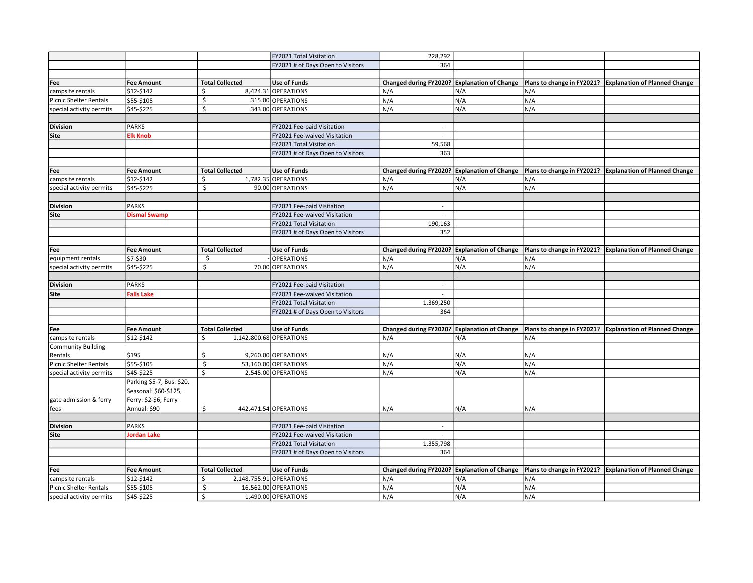| | | | | | | | |
|---|---|---|---|---|---|---|---|
| | | | FY2021 Total Visitation | 228,292 | | | |
| | | | FY2021 # of Days Open to Visitors | 364 | | | |
| | | | | | | | |
| **Fee** | **Fee Amount** | **Total Collected** | **Use of Funds** | **Changed during FY2020?** | **Explanation of Change** | **Plans to change in FY2021?** | **Explanation of Planned Change** |
| campsite rentals | $12-$142 | $ 8,424.31 | OPERATIONS | N/A | N/A | N/A | |
| Picnic Shelter Rentals | $55-$105 | $ 315.00 | OPERATIONS | N/A | N/A | N/A | |
| special activity permits | $45-$225 | $ 343.00 | OPERATIONS | N/A | N/A | N/A | |
| | | | | | | | |
| **Division** | PARKS | | FY2021 Fee-paid Visitation | - | | | |
| **Site** | **Elk Knob** | | FY2021 Fee-waived Visitation | - | | | |
| | | | FY2021 Total Visitation | 59,568 | | | |
| | | | FY2021 # of Days Open to Visitors | 363 | | | |
| | | | | | | | |
| **Fee** | **Fee Amount** | **Total Collected** | **Use of Funds** | **Changed during FY2020?** | **Explanation of Change** | **Plans to change in FY2021?** | **Explanation of Planned Change** |
| campsite rentals | $12-$142 | $ 1,782.35 | OPERATIONS | N/A | N/A | N/A | |
| special activity permits | $45-$225 | $ 90.00 | OPERATIONS | N/A | N/A | N/A | |
| | | | | | | | |
| **Division** | PARKS | | FY2021 Fee-paid Visitation | - | | | |
| **Site** | **Dismal Swamp** | | FY2021 Fee-waived Visitation | - | | | |
| | | | FY2021 Total Visitation | 190,163 | | | |
| | | | FY2021 # of Days Open to Visitors | 352 | | | |
| | | | | | | | |
| **Fee** | **Fee Amount** | **Total Collected** | **Use of Funds** | **Changed during FY2020?** | **Explanation of Change** | **Plans to change in FY2021?** | **Explanation of Planned Change** |
| equipment rentals | $7-$30 | $ - | OPERATIONS | N/A | N/A | N/A | |
| special activity permits | $45-$225 | $ 70.00 | OPERATIONS | N/A | N/A | N/A | |
| | | | | | | | |
| **Division** | PARKS | | FY2021 Fee-paid Visitation | - | | | |
| **Site** | **Falls Lake** | | FY2021 Fee-waived Visitation | - | | | |
| | | | FY2021 Total Visitation | 1,369,250 | | | |
| | | | FY2021 # of Days Open to Visitors | 364 | | | |
| | | | | | | | |
| **Fee** | **Fee Amount** | **Total Collected** | **Use of Funds** | **Changed during FY2020?** | **Explanation of Change** | **Plans to change in FY2021?** | **Explanation of Planned Change** |
| campsite rentals | $12-$142 | $ 1,142,800.68 | OPERATIONS | N/A | N/A | N/A | |
| Community Building Rentals | $195 | $ 9,260.00 | OPERATIONS | N/A | N/A | N/A | |
| Picnic Shelter Rentals | $55-$105 | $ 53,160.00 | OPERATIONS | N/A | N/A | N/A | |
| special activity permits | $45-$225 | $ 2,545.00 | OPERATIONS | N/A | N/A | N/A | |
| gate admission & ferry fees | Parking $5-7, Bus: $20, Seasonal: $60-$125, Ferry: $2-$6, Ferry Annual: $90 | $ 442,471.54 | OPERATIONS | N/A | N/A | N/A | |
| | | | | | | | |
| **Division** | PARKS | | FY2021 Fee-paid Visitation | - | | | |
| **Site** | **Jordan Lake** | | FY2021 Fee-waived Visitation | - | | | |
| | | | FY2021 Total Visitation | 1,355,798 | | | |
| | | | FY2021 # of Days Open to Visitors | 364 | | | |
| | | | | | | | |
| **Fee** | **Fee Amount** | **Total Collected** | **Use of Funds** | **Changed during FY2020?** | **Explanation of Change** | **Plans to change in FY2021?** | **Explanation of Planned Change** |
| campsite rentals | $12-$142 | $ 2,148,755.91 | OPERATIONS | N/A | N/A | N/A | |
| Picnic Shelter Rentals | $55-$105 | $ 16,562.00 | OPERATIONS | N/A | N/A | N/A | |
| special activity permits | $45-$225 | $ 1,490.00 | OPERATIONS | N/A | N/A | N/A | |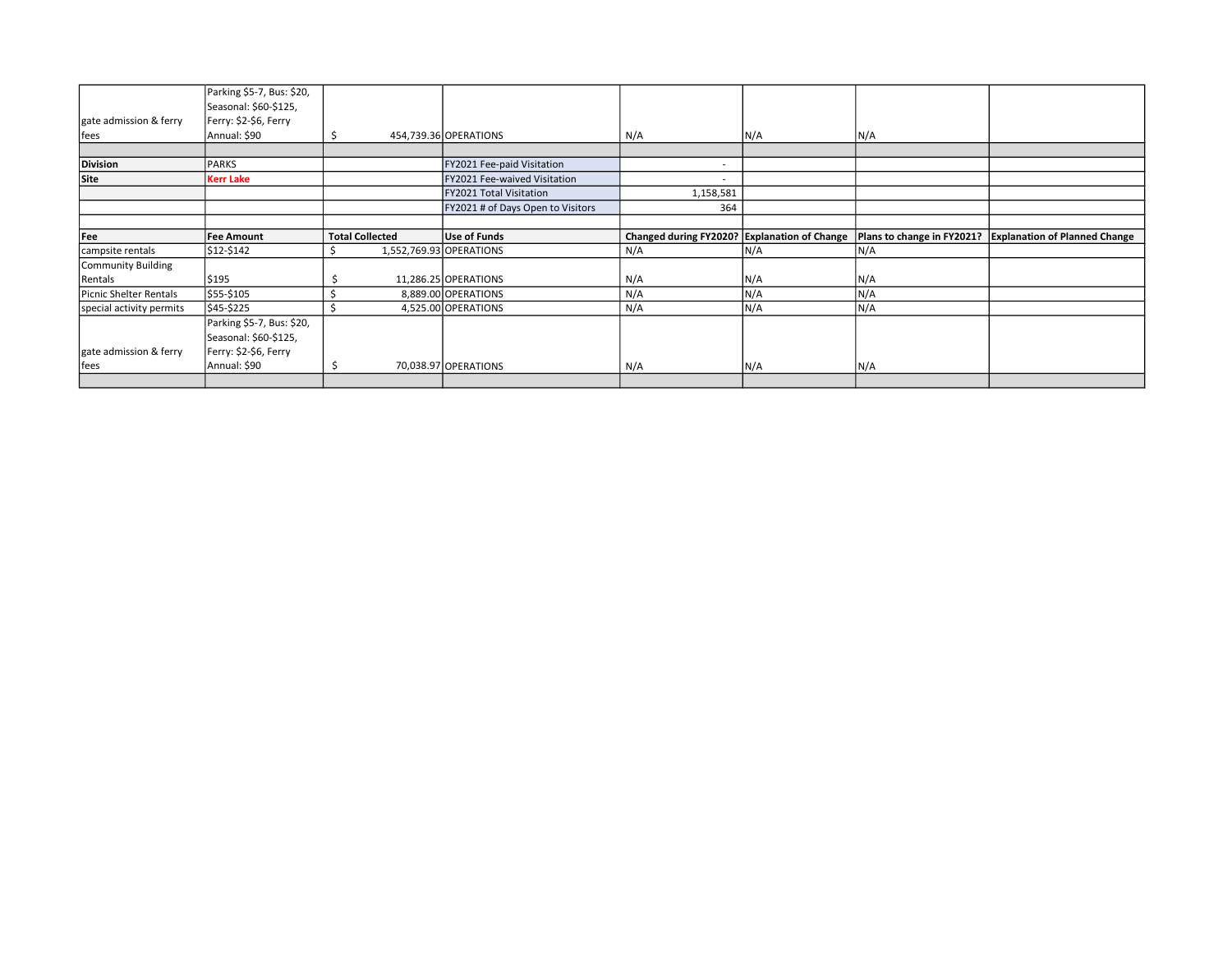| | | | | | | | |
|---|---|---|---|---|---|---|---|
| gate admission & ferry fees | Parking $5-7, Bus: $20, Seasonal: $60-$125, Ferry: $2-$6, Ferry Annual: $90 | $ 454,739.36 | OPERATIONS | N/A | N/A | N/A | |
| | | | | | | | |
| **Division** | PARKS | | FY2021 Fee-paid Visitation | - | | | |
| **Site** | **Kerr Lake** | | FY2021 Fee-waived Visitation | - | | | |
| | | | FY2021 Total Visitation | 1,158,581 | | | |
| | | | FY2021 # of Days Open to Visitors | 364 | | | |
| | | | | | | | |
| **Fee** | **Fee Amount** | **Total Collected** | **Use of Funds** | **Changed during FY2020?** | **Explanation of Change** | **Plans to change in FY2021?** | **Explanation of Planned Change** |
| campsite rentals | $12-$142 | $ 1,552,769.93 | OPERATIONS | N/A | N/A | N/A | |
| Community Building Rentals | $195 | $ 11,286.25 | OPERATIONS | N/A | N/A | N/A | |
| Picnic Shelter Rentals | $55-$105 | $ 8,889.00 | OPERATIONS | N/A | N/A | N/A | |
| special activity permits | $45-$225 | $ 4,525.00 | OPERATIONS | N/A | N/A | N/A | |
| gate admission & ferry fees | Parking $5-7, Bus: $20, Seasonal: $60-$125, Ferry: $2-$6, Ferry Annual: $90 | $ 70,038.97 | OPERATIONS | N/A | N/A | N/A | |
| | | | | | | | |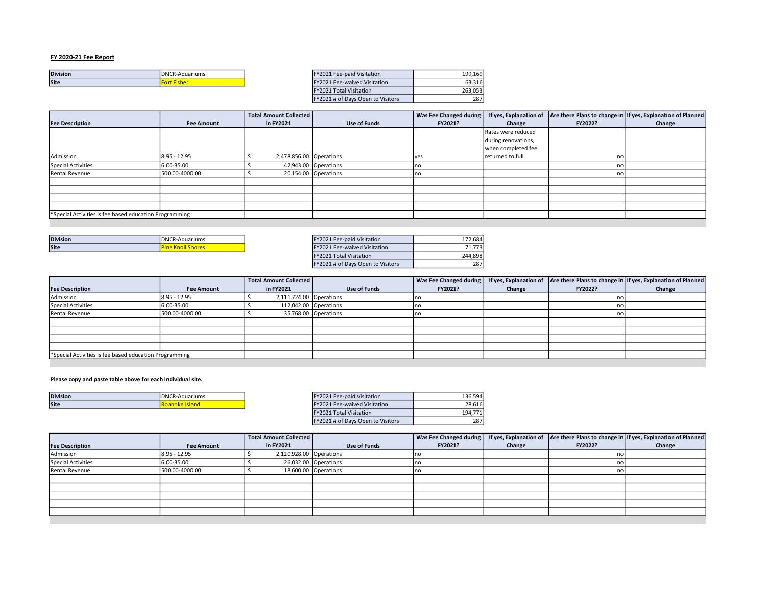**FY 2020-21 Fee Report**

| Division | DNCR-Aquariums |
|---|---|
| Site | Fort Fisher |

| FY2021 Fee-paid Visitation | 199,169 |
|---|---|
| FY2021 Fee-waived Visitation | 63,316 |
| FY2021 Total Visitation | 263,053 |
| FY2021 # of Days Open to Visitors | 287 |

| Fee Description | Fee Amount | Total Amount Collected in FY2021 | Use of Funds | Was Fee Changed during FY2021? | If yes, Explanation of Change | Are there Plans to change in FY2022? | If yes, Explanation of Planned Change |
|---|---|---|---|---|---|---|---|
| Admission | 8.95 - 12.95 | $ 2,478,856.00 | Operations | yes | Rates were reduced during renovations, when completed fee returned to full | no | |
| Special Activities | 6.00-35.00 | $ 42,943.00 | Operations | no | | no | |
| Rental Revenue | 500.00-4000.00 | $ 20,154.00 | Operations | no | | no | |
| | | | | | | | |
| | | | | | | | |
| | | | | | | | |
| | | | | | | | |
| *Special Activities is fee based education Programming | | | | | | | |

| Division | DNCR-Aquariums |
|---|---|
| Site | Pine Knoll Shores |

| FY2021 Fee-paid Visitation | 172,684 |
|---|---|
| FY2021 Fee-waived Visitation | 71,773 |
| FY2021 Total Visitation | 244,898 |
| FY2021 # of Days Open to Visitors | 287 |

| Fee Description | Fee Amount | Total Amount Collected in FY2021 | Use of Funds | Was Fee Changed during FY2021? | If yes, Explanation of Change | Are there Plans to change in FY2022? | If yes, Explanation of Planned Change |
|---|---|---|---|---|---|---|---|
| Admission | 8.95 - 12.95 | $ 2,111,724.00 | Operations | no | | no | |
| Special Activities | 6.00-35.00 | $ 112,042.00 | Operations | no | | no | |
| Rental Revenue | 500.00-4000.00 | $ 35,768.00 | Operations | no | | no | |
| | | | | | | | |
| | | | | | | | |
| | | | | | | | |
| | | | | | | | |
| *Special Activities is fee based education Programming | | | | | | | |

**Please copy and paste table above for each individual site.**

| Division | DNCR-Aquariums |
|---|---|
| Site | Roanoke Island |

| FY2021 Fee-paid Visitation | 136,594 |
|---|---|
| FY2021 Fee-waived Visitation | 28,616 |
| FY2021 Total Visitation | 194,771 |
| FY2021 # of Days Open to Visitors | 287 |

| Fee Description | Fee Amount | Total Amount Collected in FY2021 | Use of Funds | Was Fee Changed during FY2021? | If yes, Explanation of Change | Are there Plans to change in FY2022? | If yes, Explanation of Planned Change |
|---|---|---|---|---|---|---|---|
| Admission | 8.95 - 12.95 | $ 2,120,928.00 | Operations | no | | no | |
| Special Activities | 6.00-35.00 | $ 26,032.00 | Operations | no | | no | |
| Rental Revenue | 500.00-4000.00 | $ 18,600.00 | Operations | no | | no | |
| | | | | | | | |
| | | | | | | | |
| | | | | | | | |
| | | | | | | | |
| | | | | | | | |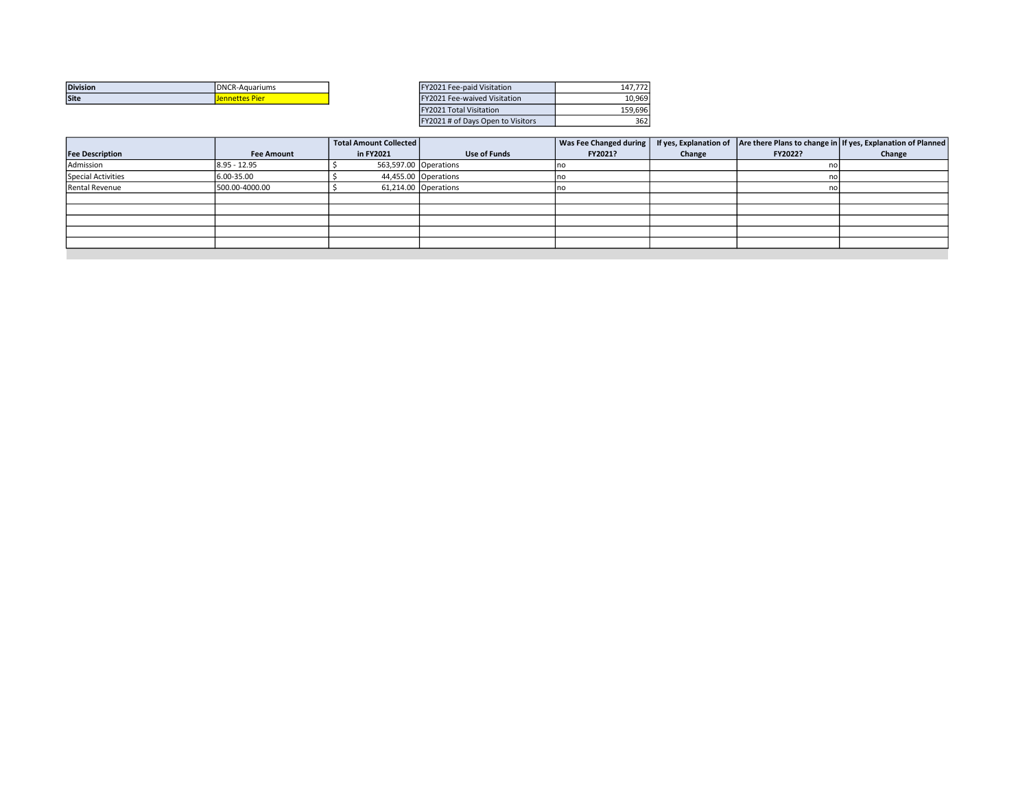| Division | DNCR-Aquariums |
|---|---|
| Site | Jennettes Pier |

| FY2021 Fee-paid Visitation | 147,772 |
|---|---|
| FY2021 Fee-waived Visitation | 10,969 |
| FY2021 Total Visitation | 159,696 |
| FY2021 # of Days Open to Visitors | 362 |

| Fee Description | Fee Amount | Total Amount Collected in FY2021 | Use of Funds | Was Fee Changed during FY2021? | If yes, Explanation of Change | Are there Plans to change in FY2022? | If yes, Explanation of Planned Change |
|---|---|---|---|---|---|---|---|
| Admission | 8.95 - 12.95 | $ 563,597.00 | Operations | no | | no | |
| Special Activities | 6.00-35.00 | $ 44,455.00 | Operations | no | | no | |
| Rental Revenue | 500.00-4000.00 | $ 61,214.00 | Operations | no | | no | |
| | | | | | | | |
| | | | | | | | |
| | | | | | | | |
| | | | | | | | |
| | | | | | | | |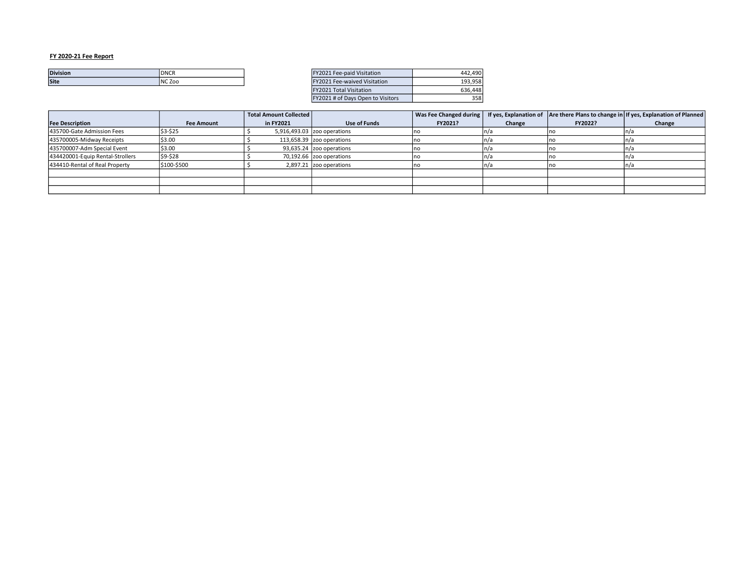**FY 2020-21 Fee Report**

| Division | DNCR |
|---|---|
| Site | NC Zoo |

| FY2021 Fee-paid Visitation | 442,490 |
|---|---|
| FY2021 Fee-waived Visitation | 193,958 |
| FY2021 Total Visitation | 636,448 |
| FY2021 # of Days Open to Visitors | 358 |

| Fee Description | Fee Amount | Total Amount Collected in FY2021 | Use of Funds | Was Fee Changed during FY2021? | If yes, Explanation of Change | Are there Plans to change in FY2022? | If yes, Explanation of Planned Change |
|---|---|---|---|---|---|---|---|
| 435700-Gate Admission Fees | $3-$25 | $ 5,916,493.03 | zoo operations | no | n/a | no | n/a |
| 435700005-Midway Receipts | $3.00 | $ 113,658.39 | zoo operations | no | n/a | no | n/a |
| 435700007-Adm Special Event | $3.00 | $ 93,635.24 | zoo operations | no | n/a | no | n/a |
| 434420001-Equip Rental-Strollers | $9-$28 | $ 70,192.66 | zoo operations | no | n/a | no | n/a |
| 434410-Rental of Real Property | $100-$500 | $ 2,897.21 | zoo operations | no | n/a | no | n/a |
| | | | | | | | |
| | | | | | | | |
| | | | | | | | |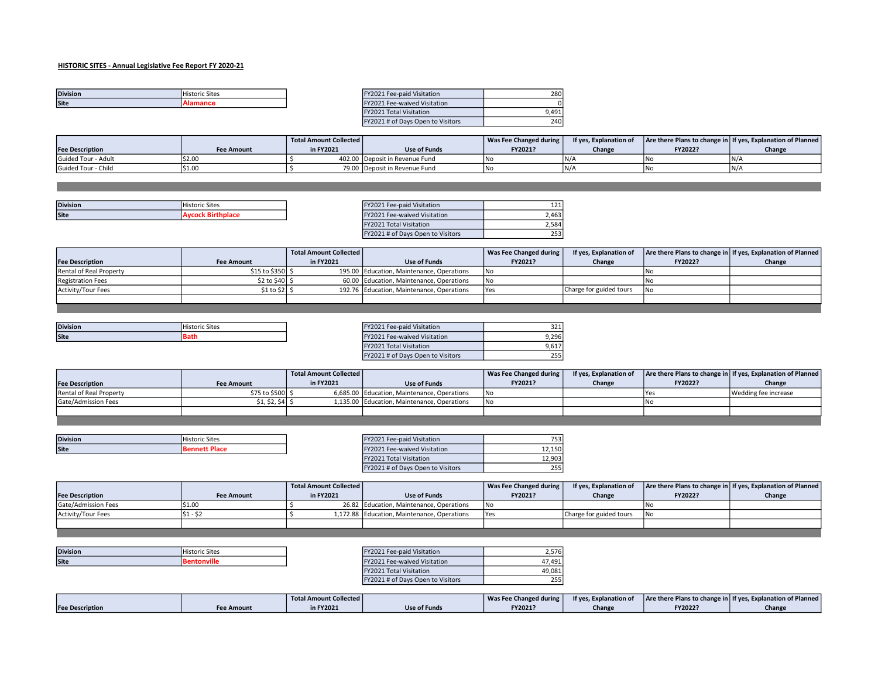**HISTORIC SITES - Annual Legislative Fee Report FY 2020-21**

| Division | Historic Sites |
|---|---|
| Site | **Alamance** |

| | |
|---|---|
| FY2021 Fee-paid Visitation | 280 |
| FY2021 Fee-waived Visitation | 0 |
| FY2021 Total Visitation | 9,491 |
| FY2021 # of Days Open to Visitors | 240 |

| Fee Description | Fee Amount | Total Amount Collected in FY2021 | Use of Funds | Was Fee Changed during FY2021? | If yes, Explanation of Change | Are there Plans to change in FY2022? | If yes, Explanation of Planned Change |
|---|---|---|---|---|---|---|---|
| Guided Tour - Adult | $2.00 | $ 402.00 | Deposit in Revenue Fund | No | N/A | No | N/A |
| Guided Tour - Child | $1.00 | $ 79.00 | Deposit in Revenue Fund | No | N/A | No | N/A |

| Division | Historic Sites |
|---|---|
| Site | **Aycock Birthplace** |

| | |
|---|---|
| FY2021 Fee-paid Visitation | 121 |
| FY2021 Fee-waived Visitation | 2,463 |
| FY2021 Total Visitation | 2,584 |
| FY2021 # of Days Open to Visitors | 253 |

| Fee Description | Fee Amount | Total Amount Collected in FY2021 | Use of Funds | Was Fee Changed during FY2021? | If yes, Explanation of Change | Are there Plans to change in FY2022? | If yes, Explanation of Planned Change |
|---|---|---|---|---|---|---|---|
| Rental of Real Property | $15 to $350 | $ 195.00 | Education, Maintenance, Operations | No | | No | |
| Registration Fees | $2 to $40 | $ 60.00 | Education, Maintenance, Operations | No | | No | |
| Activity/Tour Fees | $1 to $2 | $ 192.76 | Education, Maintenance, Operations | Yes | Charge for guided tours | No | |

| Division | Historic Sites |
|---|---|
| Site | **Bath** |

| | |
|---|---|
| FY2021 Fee-paid Visitation | 321 |
| FY2021 Fee-waived Visitation | 9,296 |
| FY2021 Total Visitation | 9,617 |
| FY2021 # of Days Open to Visitors | 255 |

| Fee Description | Fee Amount | Total Amount Collected in FY2021 | Use of Funds | Was Fee Changed during FY2021? | If yes, Explanation of Change | Are there Plans to change in FY2022? | If yes, Explanation of Planned Change |
|---|---|---|---|---|---|---|---|
| Rental of Real Property | $75 to $500 | $ 6,685.00 | Education, Maintenance, Operations | No | | Yes | Wedding fee increase |
| Gate/Admission Fees | $1, $2, $4 | $ 1,135.00 | Education, Maintenance, Operations | No | | No | |

| Division | Historic Sites |
|---|---|
| Site | **Bennett Place** |

| | |
|---|---|
| FY2021 Fee-paid Visitation | 753 |
| FY2021 Fee-waived Visitation | 12,150 |
| FY2021 Total Visitation | 12,903 |
| FY2021 # of Days Open to Visitors | 255 |

| Fee Description | Fee Amount | Total Amount Collected in FY2021 | Use of Funds | Was Fee Changed during FY2021? | If yes, Explanation of Change | Are there Plans to change in FY2022? | If yes, Explanation of Planned Change |
|---|---|---|---|---|---|---|---|
| Gate/Admission Fees | $1.00 | $ 26.82 | Education, Maintenance, Operations | No | | No | |
| Activity/Tour Fees | $1 - $2 | $ 1,172.88 | Education, Maintenance, Operations | Yes | Charge for guided tours | No | |

| Division | Historic Sites |
|---|---|
| Site | **Bentonville** |

| | |
|---|---|
| FY2021 Fee-paid Visitation | 2,576 |
| FY2021 Fee-waived Visitation | 47,491 |
| FY2021 Total Visitation | 49,081 |
| FY2021 # of Days Open to Visitors | 255 |

| Fee Description | Fee Amount | Total Amount Collected in FY2021 | Use of Funds | Was Fee Changed during FY2021? | If yes, Explanation of Change | Are there Plans to change in FY2022? | If yes, Explanation of Planned Change |
|---|---|---|---|---|---|---|---|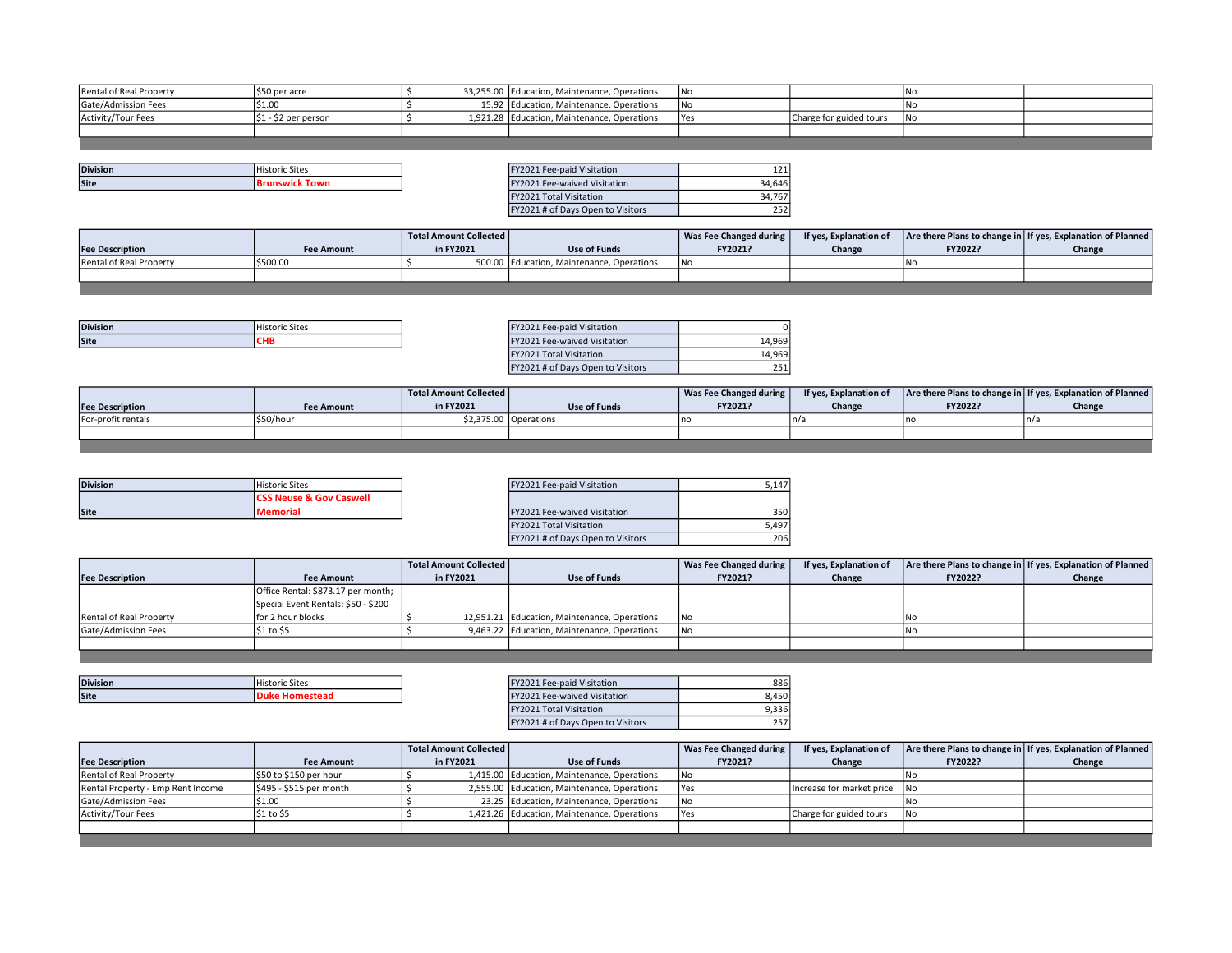| Fee Description | Fee Amount | Total Amount Collected in FY2021 | Use of Funds | Was Fee Changed during FY2021? | If yes, Explanation of Change | Are there Plans to change in FY2022? | If yes, Explanation of Planned Change |
|---|---|---|---|---|---|---|---|
| Rental of Real Property | $50 per acre | $ 33,255.00 | Education, Maintenance, Operations | No | | No | |
| Gate/Admission Fees | $1.00 | $ 15.92 | Education, Maintenance, Operations | No | | No | |
| Activity/Tour Fees | $1 - $2 per person | $ 1,921.28 | Education, Maintenance, Operations | Yes | Charge for guided tours | No | |
| | | | | | | | |

| Division | Historic Sites |
|---|---|
| Site | **Brunswick Town** |

| | |
|---|---|
| FY2021 Fee-paid Visitation | 121 |
| FY2021 Fee-waived Visitation | 34,646 |
| FY2021 Total Visitation | 34,767 |
| FY2021 # of Days Open to Visitors | 252 |

| Fee Description | Fee Amount | Total Amount Collected in FY2021 | Use of Funds | Was Fee Changed during FY2021? | If yes, Explanation of Change | Are there Plans to change in FY2022? | If yes, Explanation of Planned Change |
|---|---|---|---|---|---|---|---|
| Rental of Real Property | $500.00 | $ 500.00 | Education, Maintenance, Operations | No | | No | |
| | | | | | | | |

| Division | Historic Sites |
|---|---|
| Site | **CHB** |

| | |
|---|---|
| FY2021 Fee-paid Visitation | 0 |
| FY2021 Fee-waived Visitation | 14,969 |
| FY2021 Total Visitation | 14,969 |
| FY2021 # of Days Open to Visitors | 251 |

| Fee Description | Fee Amount | Total Amount Collected in FY2021 | Use of Funds | Was Fee Changed during FY2021? | If yes, Explanation of Change | Are there Plans to change in FY2022? | If yes, Explanation of Planned Change |
|---|---|---|---|---|---|---|---|
| For-profit rentals | $50/hour | $2,375.00 | Operations | no | n/a | no | n/a |
| | | | | | | | |

| Division | Historic Sites |
|---|---|
| Site | **CSS Neuse & Gov Caswell Memorial** |

| | |
|---|---|
| FY2021 Fee-paid Visitation | 5,147 |
| FY2021 Fee-waived Visitation | 350 |
| FY2021 Total Visitation | 5,497 |
| FY2021 # of Days Open to Visitors | 206 |

| Fee Description | Fee Amount | Total Amount Collected in FY2021 | Use of Funds | Was Fee Changed during FY2021? | If yes, Explanation of Change | Are there Plans to change in FY2022? | If yes, Explanation of Planned Change |
|---|---|---|---|---|---|---|---|
| Rental of Real Property | Office Rental: $873.17 per month; Special Event Rentals: $50 - $200 for 2 hour blocks | $ 12,951.21 | Education, Maintenance, Operations | No | | No | |
| Gate/Admission Fees | $1 to $5 | $ 9,463.22 | Education, Maintenance, Operations | No | | No | |
| | | | | | | | |

| Division | Historic Sites |
|---|---|
| Site | **Duke Homestead** |

| | |
|---|---|
| FY2021 Fee-paid Visitation | 886 |
| FY2021 Fee-waived Visitation | 8,450 |
| FY2021 Total Visitation | 9,336 |
| FY2021 # of Days Open to Visitors | 257 |

| Fee Description | Fee Amount | Total Amount Collected in FY2021 | Use of Funds | Was Fee Changed during FY2021? | If yes, Explanation of Change | Are there Plans to change in FY2022? | If yes, Explanation of Planned Change |
|---|---|---|---|---|---|---|---|
| Rental of Real Property | $50 to $150 per hour | $ 1,415.00 | Education, Maintenance, Operations | No | | No | |
| Rental Property - Emp Rent Income | $495 - $515 per month | $ 2,555.00 | Education, Maintenance, Operations | Yes | Increase for market price | No | |
| Gate/Admission Fees | $1.00 | $ 23.25 | Education, Maintenance, Operations | No | | No | |
| Activity/Tour Fees | $1 to $5 | $ 1,421.26 | Education, Maintenance, Operations | Yes | Charge for guided tours | No | |
| | | | | | | | |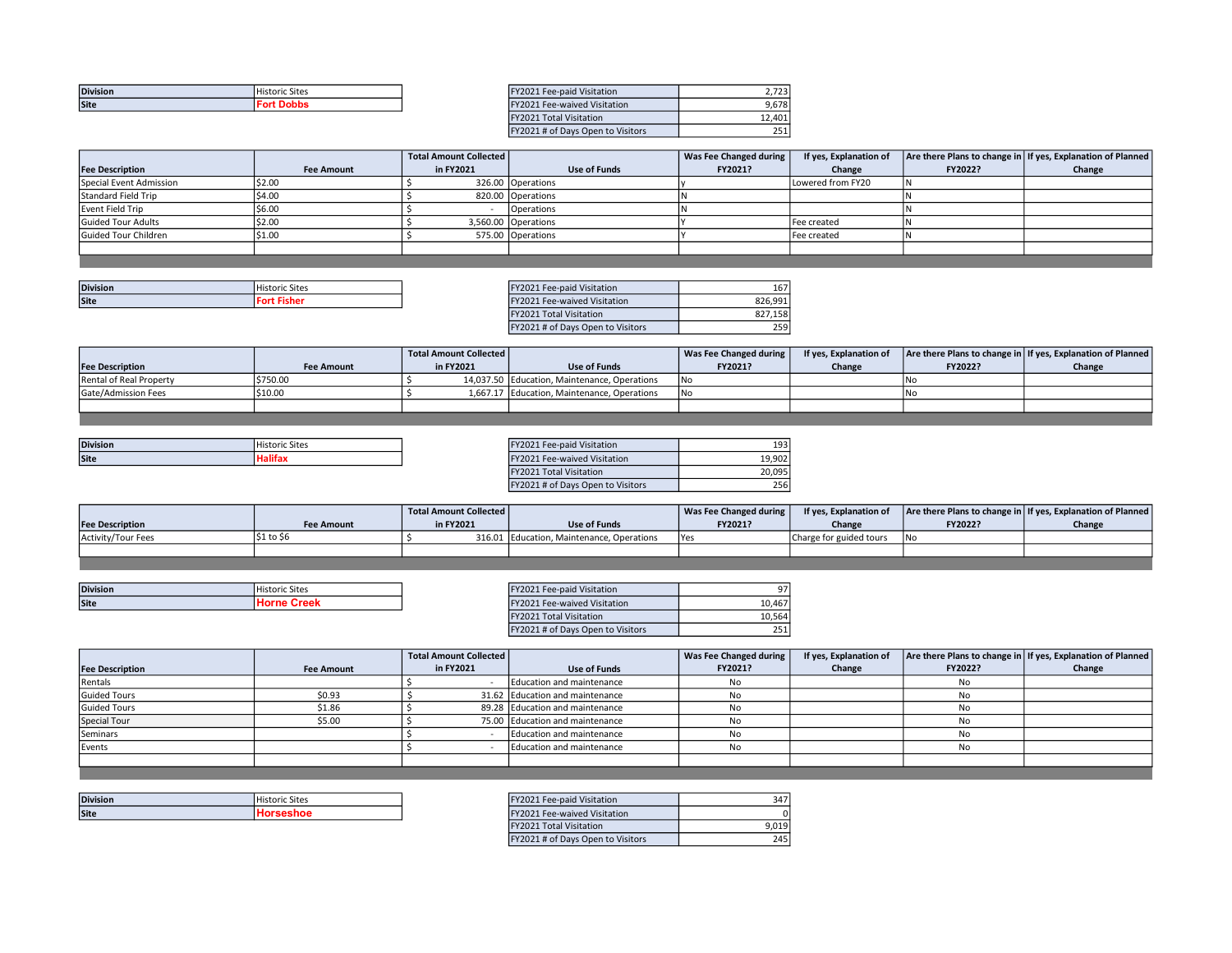| Division | Historic Sites |
|---|---|
| Site | **Fort Dobbs** |

| | |
|---|---|
| FY2021 Fee-paid Visitation | 2,723 |
| FY2021 Fee-waived Visitation | 9,678 |
| FY2021 Total Visitation | 12,401 |
| FY2021 # of Days Open to Visitors | 251 |

| Fee Description | Fee Amount | Total Amount Collected in FY2021 | Use of Funds | Was Fee Changed during FY2021? | If yes, Explanation of Change | Are there Plans to change in FY2022? | If yes, Explanation of Planned Change |
|---|---|---|---|---|---|---|---|
| Special Event Admission | $2.00 | $ 326.00 | Operations | y | Lowered from FY20 | N | |
| Standard Field Trip | $4.00 | $ 820.00 | Operations | N | | N | |
| Event Field Trip | $6.00 | $ - | Operations | N | | N | |
| Guided Tour Adults | $2.00 | $ 3,560.00 | Operations | Y | Fee created | N | |
| Guided Tour Children | $1.00 | $ 575.00 | Operations | Y | Fee created | N | |

| Division | Historic Sites |
|---|---|
| Site | **Fort Fisher** |

| | |
|---|---|
| FY2021 Fee-paid Visitation | 167 |
| FY2021 Fee-waived Visitation | 826,991 |
| FY2021 Total Visitation | 827,158 |
| FY2021 # of Days Open to Visitors | 259 |

| Fee Description | Fee Amount | Total Amount Collected in FY2021 | Use of Funds | Was Fee Changed during FY2021? | If yes, Explanation of Change | Are there Plans to change in FY2022? | If yes, Explanation of Planned Change |
|---|---|---|---|---|---|---|---|
| Rental of Real Property | $750.00 | $ 14,037.50 | Education, Maintenance, Operations | No | | No | |
| Gate/Admission Fees | $10.00 | $ 1,667.17 | Education, Maintenance, Operations | No | | No | |

| Division | Historic Sites |
|---|---|
| Site | **Halifax** |

| | |
|---|---|
| FY2021 Fee-paid Visitation | 193 |
| FY2021 Fee-waived Visitation | 19,902 |
| FY2021 Total Visitation | 20,095 |
| FY2021 # of Days Open to Visitors | 256 |

| Fee Description | Fee Amount | Total Amount Collected in FY2021 | Use of Funds | Was Fee Changed during FY2021? | If yes, Explanation of Change | Are there Plans to change in FY2022? | If yes, Explanation of Planned Change |
|---|---|---|---|---|---|---|---|
| Activity/Tour Fees | $1 to $6 | $ 316.01 | Education, Maintenance, Operations | Yes | Charge for guided tours | No | |

| Division | Historic Sites |
|---|---|
| Site | **Horne Creek** |

| | |
|---|---|
| FY2021 Fee-paid Visitation | 97 |
| FY2021 Fee-waived Visitation | 10,467 |
| FY2021 Total Visitation | 10,564 |
| FY2021 # of Days Open to Visitors | 251 |

| Fee Description | Fee Amount | Total Amount Collected in FY2021 | Use of Funds | Was Fee Changed during FY2021? | If yes, Explanation of Change | Are there Plans to change in FY2022? | If yes, Explanation of Planned Change |
|---|---|---|---|---|---|---|---|
| Rentals | | $ - | Education and maintenance | No | | No | |
| Guided Tours | $0.93 | $ 31.62 | Education and maintenance | No | | No | |
| Guided Tours | $1.86 | $ 89.28 | Education and maintenance | No | | No | |
| Special Tour | $5.00 | $ 75.00 | Education and maintenance | No | | No | |
| Seminars | | $ - | Education and maintenance | No | | No | |
| Events | | $ - | Education and maintenance | No | | No | |

| Division | Historic Sites |
|---|---|
| Site | **Horseshoe** |

| | |
|---|---|
| FY2021 Fee-paid Visitation | 347 |
| FY2021 Fee-waived Visitation | 0 |
| FY2021 Total Visitation | 9,019 |
| FY2021 # of Days Open to Visitors | 245 |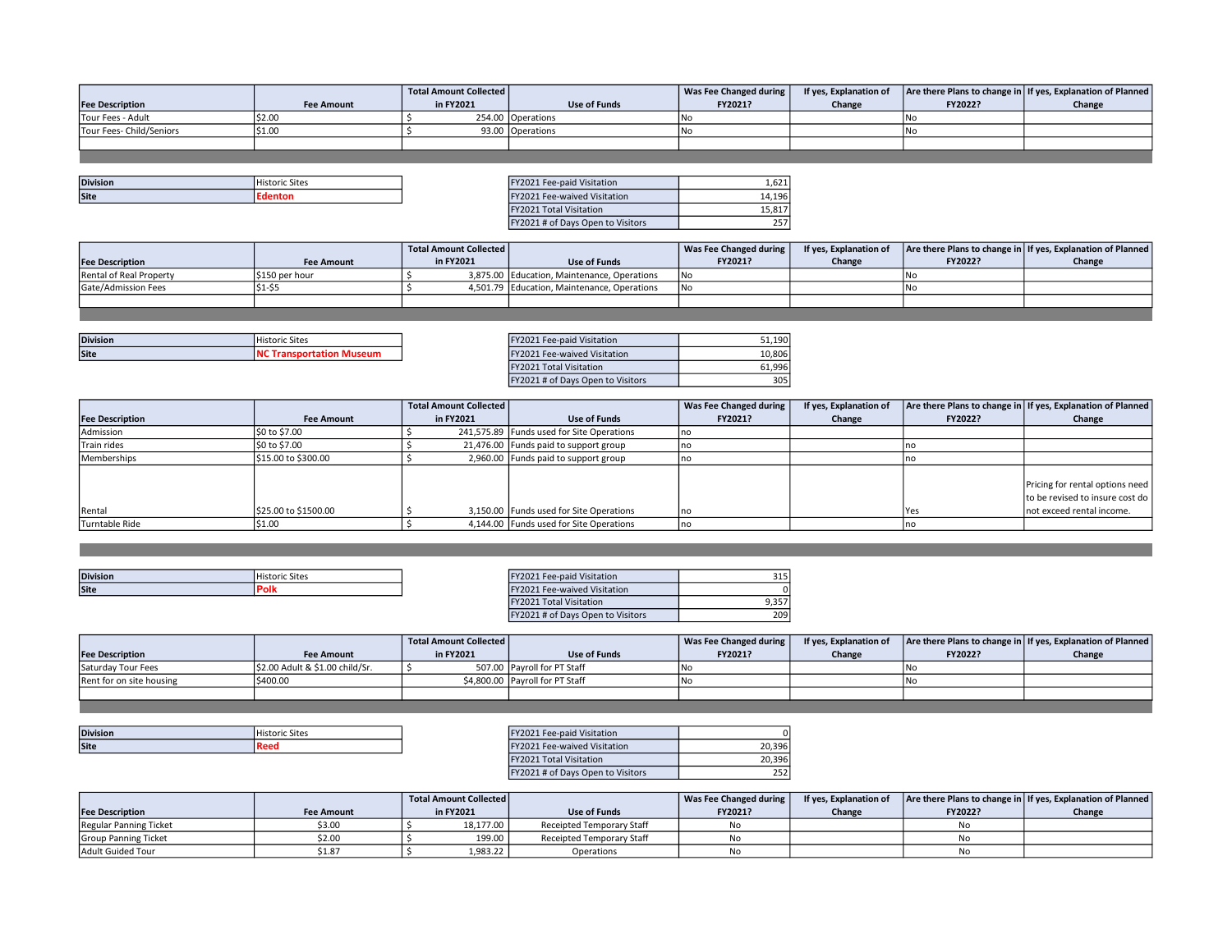| Fee Description | Fee Amount | Total Amount Collected in FY2021 | Use of Funds | Was Fee Changed during FY2021? | If yes, Explanation of Change | Are there Plans to change in FY2022? | If yes, Explanation of Planned Change |
|---|---|---|---|---|---|---|---|
| Tour Fees - Adult | $2.00 | $ 254.00 | Operations | No | | No | |
| Tour Fees- Child/Seniors | $1.00 | $ 93.00 | Operations | No | | No | |
| | | | | | | | |

| Division | Historic Sites |
|---|---|
| Site | Edenton |

| | |
|---|---|
| FY2021 Fee-paid Visitation | 1,621 |
| FY2021 Fee-waived Visitation | 14,196 |
| FY2021 Total Visitation | 15,817 |
| FY2021 # of Days Open to Visitors | 257 |

| Fee Description | Fee Amount | Total Amount Collected in FY2021 | Use of Funds | Was Fee Changed during FY2021? | If yes, Explanation of Change | Are there Plans to change in FY2022? | If yes, Explanation of Planned Change |
|---|---|---|---|---|---|---|---|
| Rental of Real Property | $150 per hour | $ 3,875.00 | Education, Maintenance, Operations | No | | No | |
| Gate/Admission Fees | $1-$5 | $ 4,501.79 | Education, Maintenance, Operations | No | | No | |
| | | | | | | | |

| Division | Historic Sites |
|---|---|
| Site | NC Transportation Museum |

| | |
|---|---|
| FY2021 Fee-paid Visitation | 51,190 |
| FY2021 Fee-waived Visitation | 10,806 |
| FY2021 Total Visitation | 61,996 |
| FY2021 # of Days Open to Visitors | 305 |

| Fee Description | Fee Amount | Total Amount Collected in FY2021 | Use of Funds | Was Fee Changed during FY2021? | If yes, Explanation of Change | Are there Plans to change in FY2022? | If yes, Explanation of Planned Change |
|---|---|---|---|---|---|---|---|
| Admission | $0 to $7.00 | $ 241,575.89 | Funds used for Site Operations | no | | | |
| Train rides | $0 to $7.00 | $ 21,476.00 | Funds paid to support group | no | | no | |
| Memberships | $15.00 to $300.00 | $ 2,960.00 | Funds paid to support group | no | | no | |
| Rental | $25.00 to $1500.00 | $ 3,150.00 | Funds used for Site Operations | no | | Yes | Pricing for rental options need to be revised to insure cost do not exceed rental income. |
| Turntable Ride | $1.00 | $ 4,144.00 | Funds used for Site Operations | no | | no | |

| Division | Historic Sites |
|---|---|
| Site | Polk |

| | |
|---|---|
| FY2021 Fee-paid Visitation | 315 |
| FY2021 Fee-waived Visitation | 0 |
| FY2021 Total Visitation | 9,357 |
| FY2021 # of Days Open to Visitors | 209 |

| Fee Description | Fee Amount | Total Amount Collected in FY2021 | Use of Funds | Was Fee Changed during FY2021? | If yes, Explanation of Change | Are there Plans to change in FY2022? | If yes, Explanation of Planned Change |
|---|---|---|---|---|---|---|---|
| Saturday Tour Fees | $2.00 Adult & $1.00 child/Sr. | $ 507.00 | Payroll for PT Staff | No | | No | |
| Rent for on site housing | $400.00 | $4,800.00 | Payroll for PT Staff | No | | No | |
| | | | | | | | |

| Division | Historic Sites |
|---|---|
| Site | Reed |

| | |
|---|---|
| FY2021 Fee-paid Visitation | 0 |
| FY2021 Fee-waived Visitation | 20,396 |
| FY2021 Total Visitation | 20,396 |
| FY2021 # of Days Open to Visitors | 252 |

| Fee Description | Fee Amount | Total Amount Collected in FY2021 | Use of Funds | Was Fee Changed during FY2021? | If yes, Explanation of Change | Are there Plans to change in FY2022? | If yes, Explanation of Planned Change |
|---|---|---|---|---|---|---|---|
| Regular Panning Ticket | $3.00 | $ 18,177.00 | Receipted Temporary Staff | No | | No | |
| Group Panning Ticket | $2.00 | $ 199.00 | Receipted Temporary Staff | No | | No | |
| Adult Guided Tour | $1.87 | $ 1,983.22 | Operations | No | | No | |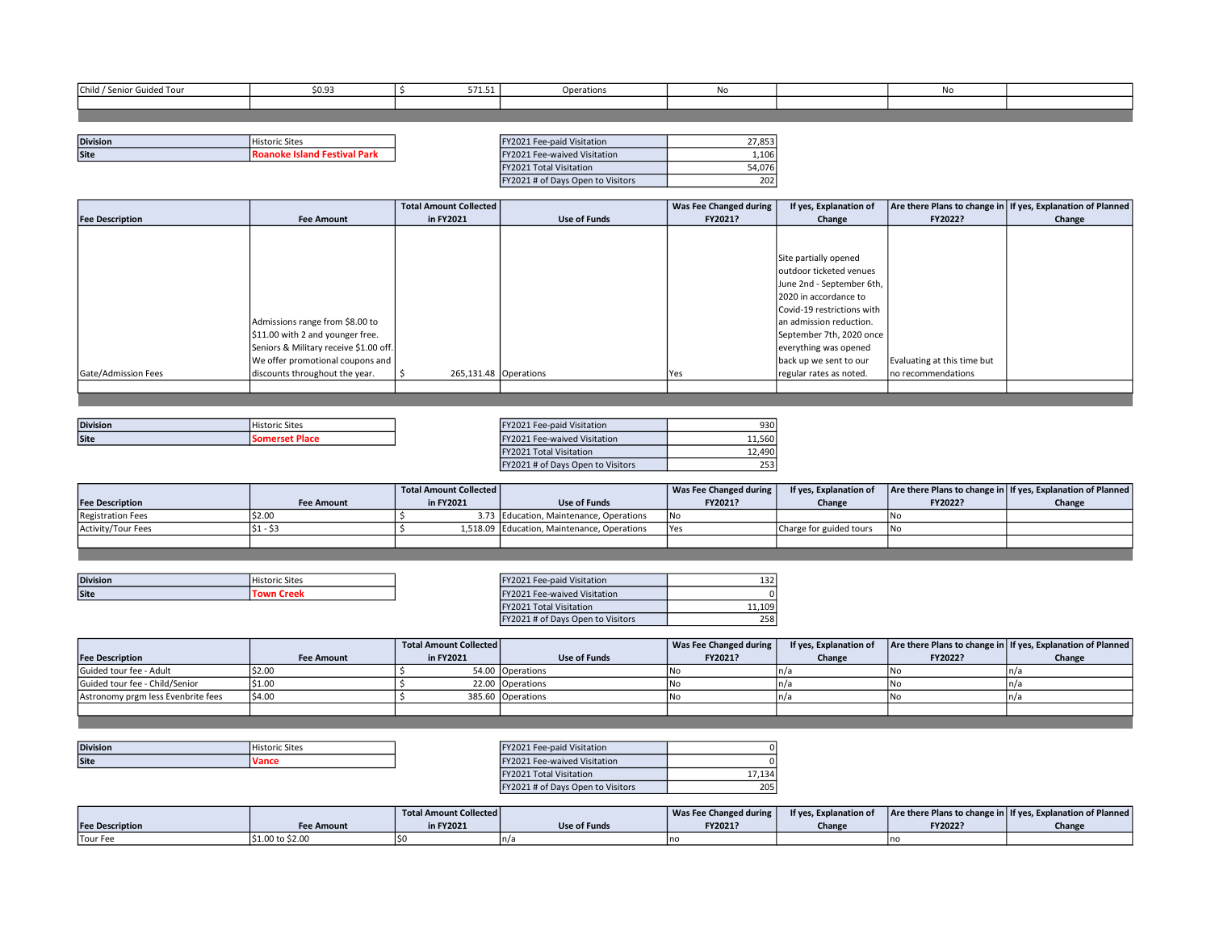| Fee Description | Fee Amount | Total Amount Collected in FY2021 | Use of Funds | Was Fee Changed during FY2021? | If yes, Explanation of Change | Are there Plans to change in FY2022? | If yes, Explanation of Planned Change |
|---|---|---|---|---|---|---|---|
| Child / Senior Guided Tour | $0.93 | $ 571.51 | Operations | No | | No | |

| | |
|---|---|
| **Division** | Historic Sites |
| **Site** | **Roanoke Island Festival Park** |

| | |
|---|---|
| FY2021 Fee-paid Visitation | 27,853 |
| FY2021 Fee-waived Visitation | 1,106 |
| FY2021 Total Visitation | 54,076 |
| FY2021 # of Days Open to Visitors | 202 |

| Fee Description | Fee Amount | Total Amount Collected in FY2021 | Use of Funds | Was Fee Changed during FY2021? | If yes, Explanation of Change | Are there Plans to change in FY2022? | If yes, Explanation of Planned Change |
|---|---|---|---|---|---|---|---|
| Gate/Admission Fees | Admissions range from $8.00 to $11.00 with 2 and younger free. Seniors & Military receive $1.00 off. We offer promotional coupons and discounts throughout the year. | $ 265,131.48 | Operations | Yes | Site partially opened outdoor ticketed venues June 2nd - September 6th, 2020 in accordance to Covid-19 restrictions with an admission reduction. September 7th, 2020 once everything was opened back up we sent to our regular rates as noted. | Evaluating at this time but no recommendations | |

| | |
|---|---|
| **Division** | Historic Sites |
| **Site** | **Somerset Place** |

| | |
|---|---|
| FY2021 Fee-paid Visitation | 930 |
| FY2021 Fee-waived Visitation | 11,560 |
| FY2021 Total Visitation | 12,490 |
| FY2021 # of Days Open to Visitors | 253 |

| Fee Description | Fee Amount | Total Amount Collected in FY2021 | Use of Funds | Was Fee Changed during FY2021? | If yes, Explanation of Change | Are there Plans to change in FY2022? | If yes, Explanation of Planned Change |
|---|---|---|---|---|---|---|---|
| Registration Fees | $2.00 | $ 3.73 | Education, Maintenance, Operations | No | | No | |
| Activity/Tour Fees | $1 - $3 | $ 1,518.09 | Education, Maintenance, Operations | Yes | Charge for guided tours | No | |

| | |
|---|---|
| **Division** | Historic Sites |
| **Site** | **Town Creek** |

| | |
|---|---|
| FY2021 Fee-paid Visitation | 132 |
| FY2021 Fee-waived Visitation | 0 |
| FY2021 Total Visitation | 11,109 |
| FY2021 # of Days Open to Visitors | 258 |

| Fee Description | Fee Amount | Total Amount Collected in FY2021 | Use of Funds | Was Fee Changed during FY2021? | If yes, Explanation of Change | Are there Plans to change in FY2022? | If yes, Explanation of Planned Change |
|---|---|---|---|---|---|---|---|
| Guided tour fee - Adult | $2.00 | $ 54.00 | Operations | No | n/a | No | n/a |
| Guided tour fee - Child/Senior | $1.00 | $ 22.00 | Operations | No | n/a | No | n/a |
| Astronomy prgm less Evenbrite fees | $4.00 | $ 385.60 | Operations | No | n/a | No | n/a |

| | |
|---|---|
| **Division** | Historic Sites |
| **Site** | **Vance** |

| | |
|---|---|
| FY2021 Fee-paid Visitation | 0 |
| FY2021 Fee-waived Visitation | 0 |
| FY2021 Total Visitation | 17,134 |
| FY2021 # of Days Open to Visitors | 205 |

| Fee Description | Fee Amount | Total Amount Collected in FY2021 | Use of Funds | Was Fee Changed during FY2021? | If yes, Explanation of Change | Are there Plans to change in FY2022? | If yes, Explanation of Planned Change |
|---|---|---|---|---|---|---|---|
| Tour Fee | $1.00 to $2.00 | $0 | n/a | no | | no | |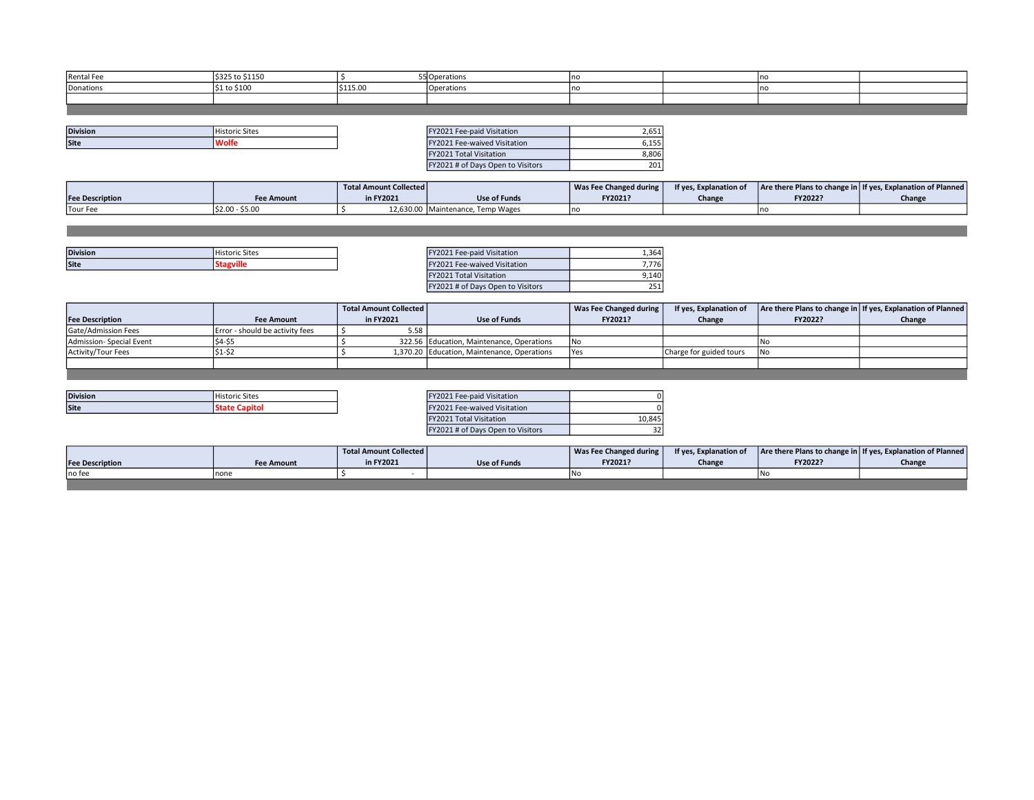| | | | | | | | |
|---|---|---|---|---|---|---|---|
| Rental Fee | $325 to $1150 | $ 55 | Operations | no | | no | |
| Donations | $1 to $100 | $115.00 | Operations | no | | no | |
| | | | | | | | |

| | |
|---|---|
| **Division** | Historic Sites |
| **Site** | **Wolfe** |

| | |
|---|---|
| FY2021 Fee-paid Visitation | 2,651 |
| FY2021 Fee-waived Visitation | 6,155 |
| FY2021 Total Visitation | 8,806 |
| FY2021 # of Days Open to Visitors | 201 |

| Fee Description | Fee Amount | Total Amount Collected in FY2021 | Use of Funds | Was Fee Changed during FY2021? | If yes, Explanation of Change | Are there Plans to change in FY2022? | If yes, Explanation of Planned Change |
|---|---|---|---|---|---|---|---|
| Tour Fee | $2.00 - $5.00 | $ 12,630.00 | Maintenance, Temp Wages | no | | no | |

| | |
|---|---|
| **Division** | Historic Sites |
| **Site** | **Stagville** |

| | |
|---|---|
| FY2021 Fee-paid Visitation | 1,364 |
| FY2021 Fee-waived Visitation | 7,776 |
| FY2021 Total Visitation | 9,140 |
| FY2021 # of Days Open to Visitors | 251 |

| Fee Description | Fee Amount | Total Amount Collected in FY2021 | Use of Funds | Was Fee Changed during FY2021? | If yes, Explanation of Change | Are there Plans to change in FY2022? | If yes, Explanation of Planned Change |
|---|---|---|---|---|---|---|---|
| Gate/Admission Fees | Error - should be activity fees | $ 5.58 | | | | | |
| Admission- Special Event | $4-$5 | $ 322.56 | Education, Maintenance, Operations | No | | No | |
| Activity/Tour Fees | $1-$2 | $ 1,370.20 | Education, Maintenance, Operations | Yes | Charge for guided tours | No | |
| | | | | | | | |

| | |
|---|---|
| **Division** | Historic Sites |
| **Site** | **State Capitol** |

| | |
|---|---|
| FY2021 Fee-paid Visitation | 0 |
| FY2021 Fee-waived Visitation | 0 |
| FY2021 Total Visitation | 10,845 |
| FY2021 # of Days Open to Visitors | 32 |

| Fee Description | Fee Amount | Total Amount Collected in FY2021 | Use of Funds | Was Fee Changed during FY2021? | If yes, Explanation of Change | Are there Plans to change in FY2022? | If yes, Explanation of Planned Change |
|---|---|---|---|---|---|---|---|
| no fee | none | $ - | | No | | No | |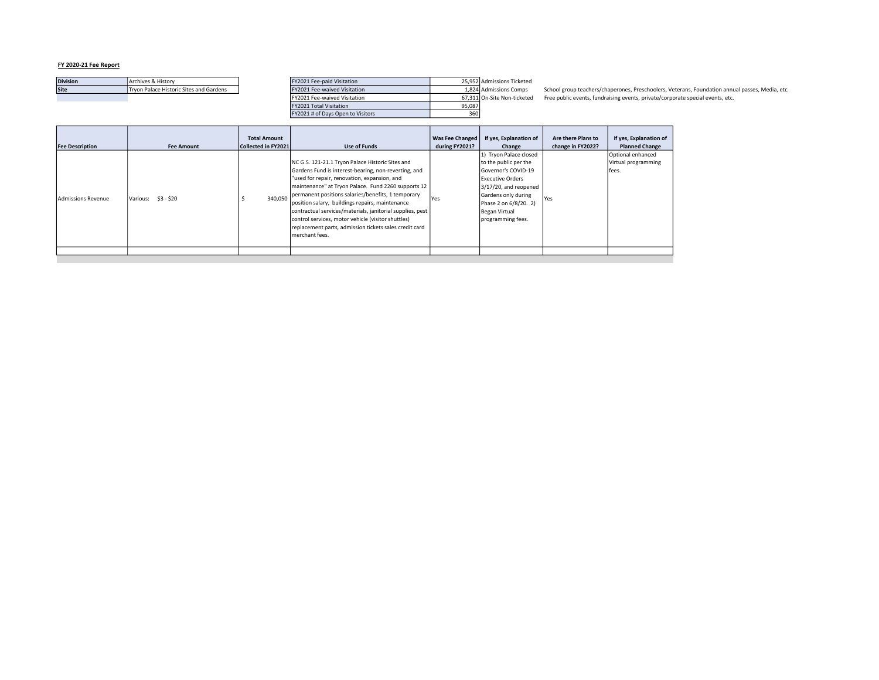**FY 2020-21 Fee Report**

| Division | Archives & History |
|---|---|
| Site | Tryon Palace Historic Sites and Gardens |

| | | | |
|---|---|---|---|
| FY2021 Fee-paid Visitation | 25,952 | Admissions Ticketed | |
| FY2021 Fee-waived Visitation | 1,824 | Admissions Comps | School group teachers/chaperones, Preschoolers, Veterans, Foundation annual passes, Media, etc. |
| FY2021 Fee-waived Visitation | 67,311 | On-Site Non-ticketed | Free public events, fundraising events, private/corporate special events, etc. |
| FY2021 Total Visitation | 95,087 | | |
| FY2021 # of Days Open to Visitors | 360 | | |

| Fee Description | Fee Amount | Total Amount Collected in FY2021 | Use of Funds | Was Fee Changed during FY2021? | If yes, Explanation of Change | Are there Plans to change in FY2022? | If yes, Explanation of Planned Change |
|---|---|---|---|---|---|---|---|
| Admissions Revenue | Various: $3 - $20 | $ 340,050 | NC G.S. 121-21.1 Tryon Palace Historic Sites and Gardens Fund is interest-bearing, non-reverting, and "used for repair, renovation, expansion, and maintenance" at Tryon Palace. Fund 2260 supports 12 permanent positions salaries/benefits, 1 temporary position salary, buildings repairs, maintenance contractual services/materials, janitorial supplies, pest control services, motor vehicle (visitor shuttles) replacement parts, admission tickets sales credit card merchant fees. | Yes | 1) Tryon Palace closed to the public per the Governor's COVID-19 Executive Orders 3/17/20, and reopened Gardens only during Phase 2 on 6/8/20. 2) Began Virtual programming fees. | Yes | Optional enhanced Virtual programming fees. |
| | | | | | | | |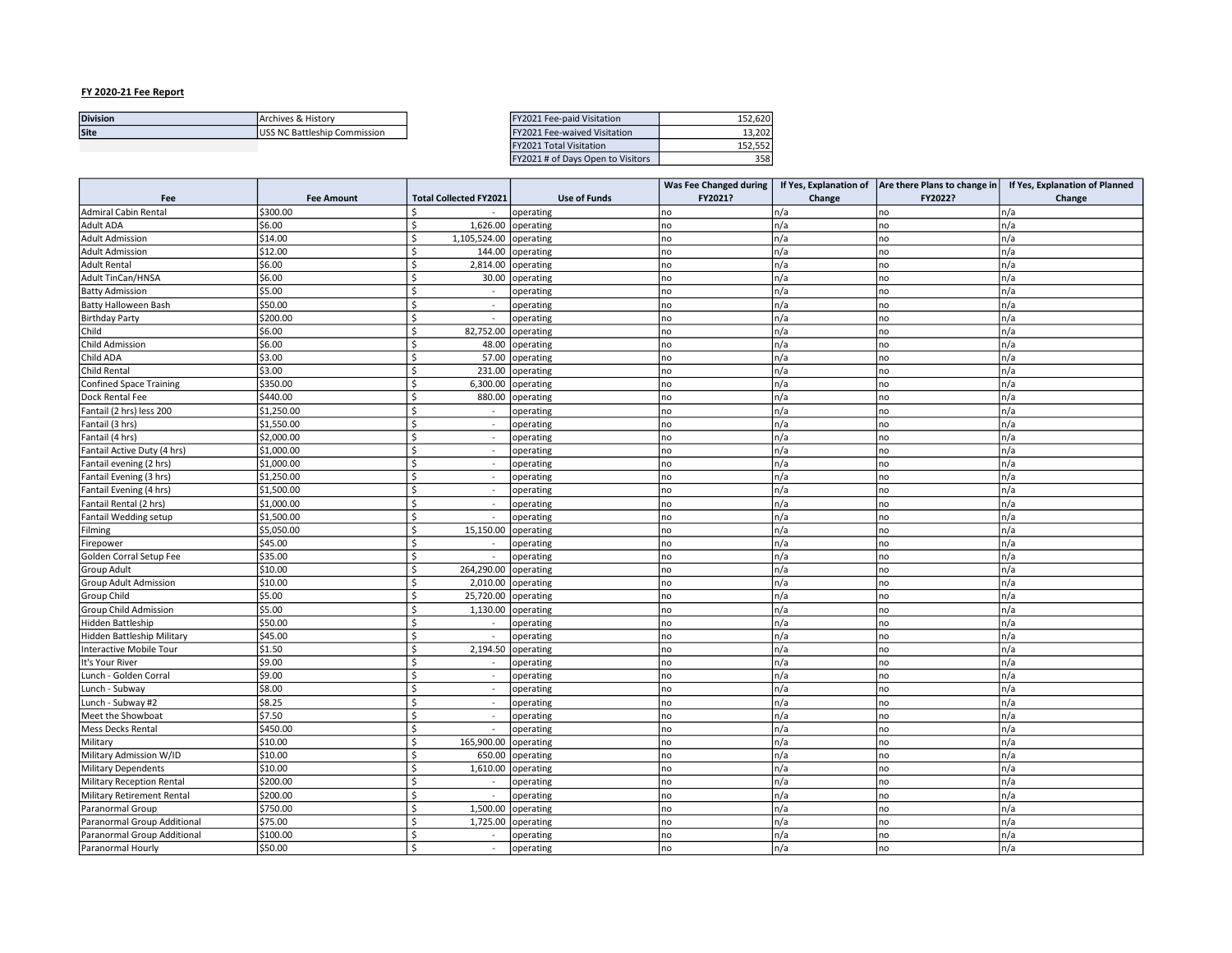**FY 2020-21 Fee Report**

| Division | Archives & History |
|---|---|
| Site | USS NC Battleship Commission |

| FY2021 Fee-paid Visitation | 152,620 |
|---|---|
| FY2021 Fee-waived Visitation | 13,202 |
| FY2021 Total Visitation | 152,552 |
| FY2021 # of Days Open to Visitors | 358 |

| Fee | Fee Amount | Total Collected FY2021 | Use of Funds | Was Fee Changed during FY2021? | If Yes, Explanation of Change | Are there Plans to change in FY2022? | If Yes, Explanation of Planned Change |
|---|---|---|---|---|---|---|---|
| Admiral Cabin Rental | $300.00 | $ - | operating | no | n/a | no | n/a |
| Adult ADA | $6.00 | $ 1,626.00 | operating | no | n/a | no | n/a |
| Adult Admission | $14.00 | $ 1,105,524.00 | operating | no | n/a | no | n/a |
| Adult Admission | $12.00 | $ 144.00 | operating | no | n/a | no | n/a |
| Adult Rental | $6.00 | $ 2,814.00 | operating | no | n/a | no | n/a |
| Adult TinCan/HNSA | $6.00 | $ 30.00 | operating | no | n/a | no | n/a |
| Batty Admission | $5.00 | $ - | operating | no | n/a | no | n/a |
| Batty Halloween Bash | $50.00 | $ - | operating | no | n/a | no | n/a |
| Birthday Party | $200.00 | $ - | operating | no | n/a | no | n/a |
| Child | $6.00 | $ 82,752.00 | operating | no | n/a | no | n/a |
| Child Admission | $6.00 | $ 48.00 | operating | no | n/a | no | n/a |
| Child ADA | $3.00 | $ 57.00 | operating | no | n/a | no | n/a |
| Child Rental | $3.00 | $ 231.00 | operating | no | n/a | no | n/a |
| Confined Space Training | $350.00 | $ 6,300.00 | operating | no | n/a | no | n/a |
| Dock Rental Fee | $440.00 | $ 880.00 | operating | no | n/a | no | n/a |
| Fantail (2 hrs) less 200 | $1,250.00 | $ - | operating | no | n/a | no | n/a |
| Fantail (3 hrs) | $1,550.00 | $ - | operating | no | n/a | no | n/a |
| Fantail (4 hrs) | $2,000.00 | $ - | operating | no | n/a | no | n/a |
| Fantail Active Duty (4 hrs) | $1,000.00 | $ - | operating | no | n/a | no | n/a |
| Fantail evening (2 hrs) | $1,000.00 | $ - | operating | no | n/a | no | n/a |
| Fantail Evening (3 hrs) | $1,250.00 | $ - | operating | no | n/a | no | n/a |
| Fantail Evening (4 hrs) | $1,500.00 | $ - | operating | no | n/a | no | n/a |
| Fantail Rental (2 hrs) | $1,000.00 | $ - | operating | no | n/a | no | n/a |
| Fantail Wedding setup | $1,500.00 | $ - | operating | no | n/a | no | n/a |
| Filming | $5,050.00 | $ 15,150.00 | operating | no | n/a | no | n/a |
| Firepower | $45.00 | $ - | operating | no | n/a | no | n/a |
| Golden Corral Setup Fee | $35.00 | $ - | operating | no | n/a | no | n/a |
| Group Adult | $10.00 | $ 264,290.00 | operating | no | n/a | no | n/a |
| Group Adult Admission | $10.00 | $ 2,010.00 | operating | no | n/a | no | n/a |
| Group Child | $5.00 | $ 25,720.00 | operating | no | n/a | no | n/a |
| Group Child Admission | $5.00 | $ 1,130.00 | operating | no | n/a | no | n/a |
| Hidden Battleship | $50.00 | $ - | operating | no | n/a | no | n/a |
| Hidden Battleship Military | $45.00 | $ - | operating | no | n/a | no | n/a |
| Interactive Mobile Tour | $1.50 | $ 2,194.50 | operating | no | n/a | no | n/a |
| It's Your River | $9.00 | $ - | operating | no | n/a | no | n/a |
| Lunch - Golden Corral | $9.00 | $ - | operating | no | n/a | no | n/a |
| Lunch - Subway | $8.00 | $ - | operating | no | n/a | no | n/a |
| Lunch - Subway #2 | $8.25 | $ - | operating | no | n/a | no | n/a |
| Meet the Showboat | $7.50 | $ - | operating | no | n/a | no | n/a |
| Mess Decks Rental | $450.00 | $ - | operating | no | n/a | no | n/a |
| Military | $10.00 | $ 165,900.00 | operating | no | n/a | no | n/a |
| Military Admission W/ID | $10.00 | $ 650.00 | operating | no | n/a | no | n/a |
| Military Dependents | $10.00 | $ 1,610.00 | operating | no | n/a | no | n/a |
| Military Reception Rental | $200.00 | $ - | operating | no | n/a | no | n/a |
| Military Retirement Rental | $200.00 | $ - | operating | no | n/a | no | n/a |
| Paranormal Group | $750.00 | $ 1,500.00 | operating | no | n/a | no | n/a |
| Paranormal Group Additional | $75.00 | $ 1,725.00 | operating | no | n/a | no | n/a |
| Paranormal Group Additional | $100.00 | $ - | operating | no | n/a | no | n/a |
| Paranormal Hourly | $50.00 | $ - | operating | no | n/a | no | n/a |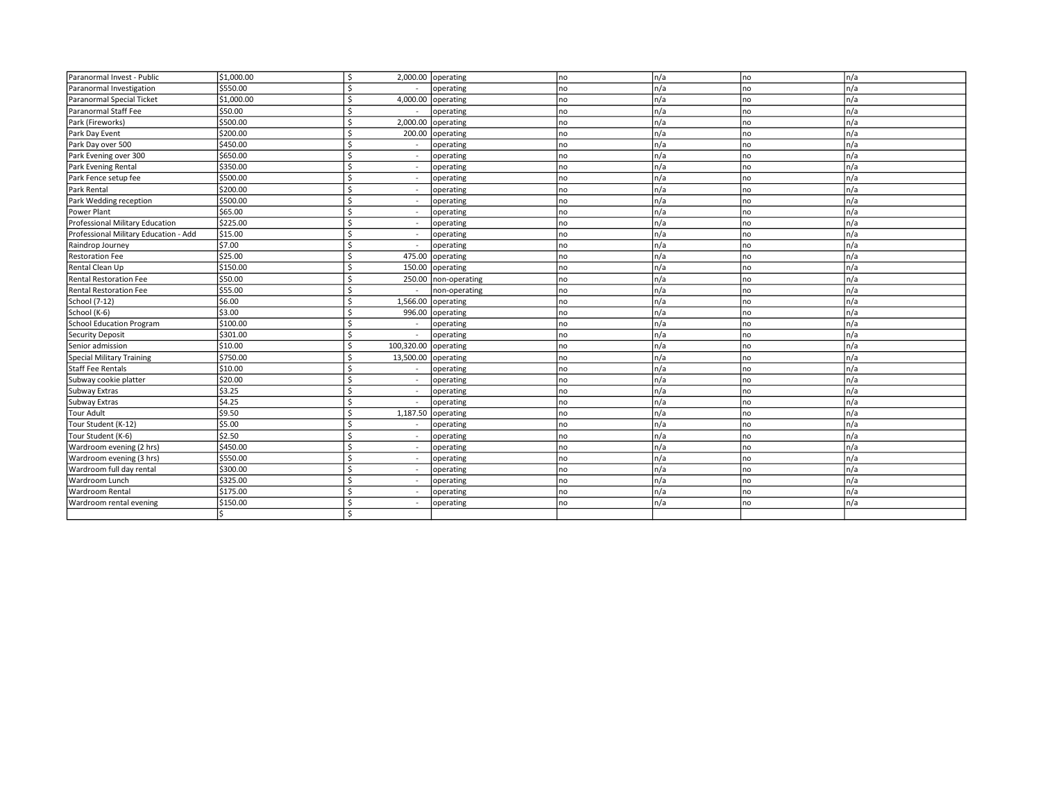| | | | | | | | |
|---|---|---|---|---|---|---|---|
| Paranormal Invest - Public | $1,000.00 | $ 2,000.00 | operating | no | n/a | no | n/a |
| Paranormal Investigation | $550.00 | $ - | operating | no | n/a | no | n/a |
| Paranormal Special Ticket | $1,000.00 | $ 4,000.00 | operating | no | n/a | no | n/a |
| Paranormal Staff Fee | $50.00 | $ - | operating | no | n/a | no | n/a |
| Park (Fireworks) | $500.00 | $ 2,000.00 | operating | no | n/a | no | n/a |
| Park Day Event | $200.00 | $ 200.00 | operating | no | n/a | no | n/a |
| Park Day over 500 | $450.00 | $ - | operating | no | n/a | no | n/a |
| Park Evening over 300 | $650.00 | $ - | operating | no | n/a | no | n/a |
| Park Evening Rental | $350.00 | $ - | operating | no | n/a | no | n/a |
| Park Fence setup fee | $500.00 | $ - | operating | no | n/a | no | n/a |
| Park Rental | $200.00 | $ - | operating | no | n/a | no | n/a |
| Park Wedding reception | $500.00 | $ - | operating | no | n/a | no | n/a |
| Power Plant | $65.00 | $ - | operating | no | n/a | no | n/a |
| Professional Military Education | $225.00 | $ - | operating | no | n/a | no | n/a |
| Professional Military Education - Add | $15.00 | $ - | operating | no | n/a | no | n/a |
| Raindrop Journey | $7.00 | $ - | operating | no | n/a | no | n/a |
| Restoration Fee | $25.00 | $ 475.00 | operating | no | n/a | no | n/a |
| Rental Clean Up | $150.00 | $ 150.00 | operating | no | n/a | no | n/a |
| Rental Restoration Fee | $50.00 | $ 250.00 | non-operating | no | n/a | no | n/a |
| Rental Restoration Fee | $55.00 | $ - | non-operating | no | n/a | no | n/a |
| School (7-12) | $6.00 | $ 1,566.00 | operating | no | n/a | no | n/a |
| School (K-6) | $3.00 | $ 996.00 | operating | no | n/a | no | n/a |
| School Education Program | $100.00 | $ - | operating | no | n/a | no | n/a |
| Security Deposit | $301.00 | $ - | operating | no | n/a | no | n/a |
| Senior admission | $10.00 | $ 100,320.00 | operating | no | n/a | no | n/a |
| Special Military Training | $750.00 | $ 13,500.00 | operating | no | n/a | no | n/a |
| Staff Fee Rentals | $10.00 | $ - | operating | no | n/a | no | n/a |
| Subway cookie platter | $20.00 | $ - | operating | no | n/a | no | n/a |
| Subway Extras | $3.25 | $ - | operating | no | n/a | no | n/a |
| Subway Extras | $4.25 | $ - | operating | no | n/a | no | n/a |
| Tour Adult | $9.50 | $ 1,187.50 | operating | no | n/a | no | n/a |
| Tour Student (K-12) | $5.00 | $ - | operating | no | n/a | no | n/a |
| Tour Student (K-6) | $2.50 | $ - | operating | no | n/a | no | n/a |
| Wardroom evening (2 hrs) | $450.00 | $ - | operating | no | n/a | no | n/a |
| Wardroom evening (3 hrs) | $550.00 | $ - | operating | no | n/a | no | n/a |
| Wardroom full day rental | $300.00 | $ - | operating | no | n/a | no | n/a |
| Wardroom Lunch | $325.00 | $ - | operating | no | n/a | no | n/a |
| Wardroom Rental | $175.00 | $ - | operating | no | n/a | no | n/a |
| Wardroom rental evening | $150.00 | $ - | operating | no | n/a | no | n/a |
| | $ | $ | | | | | |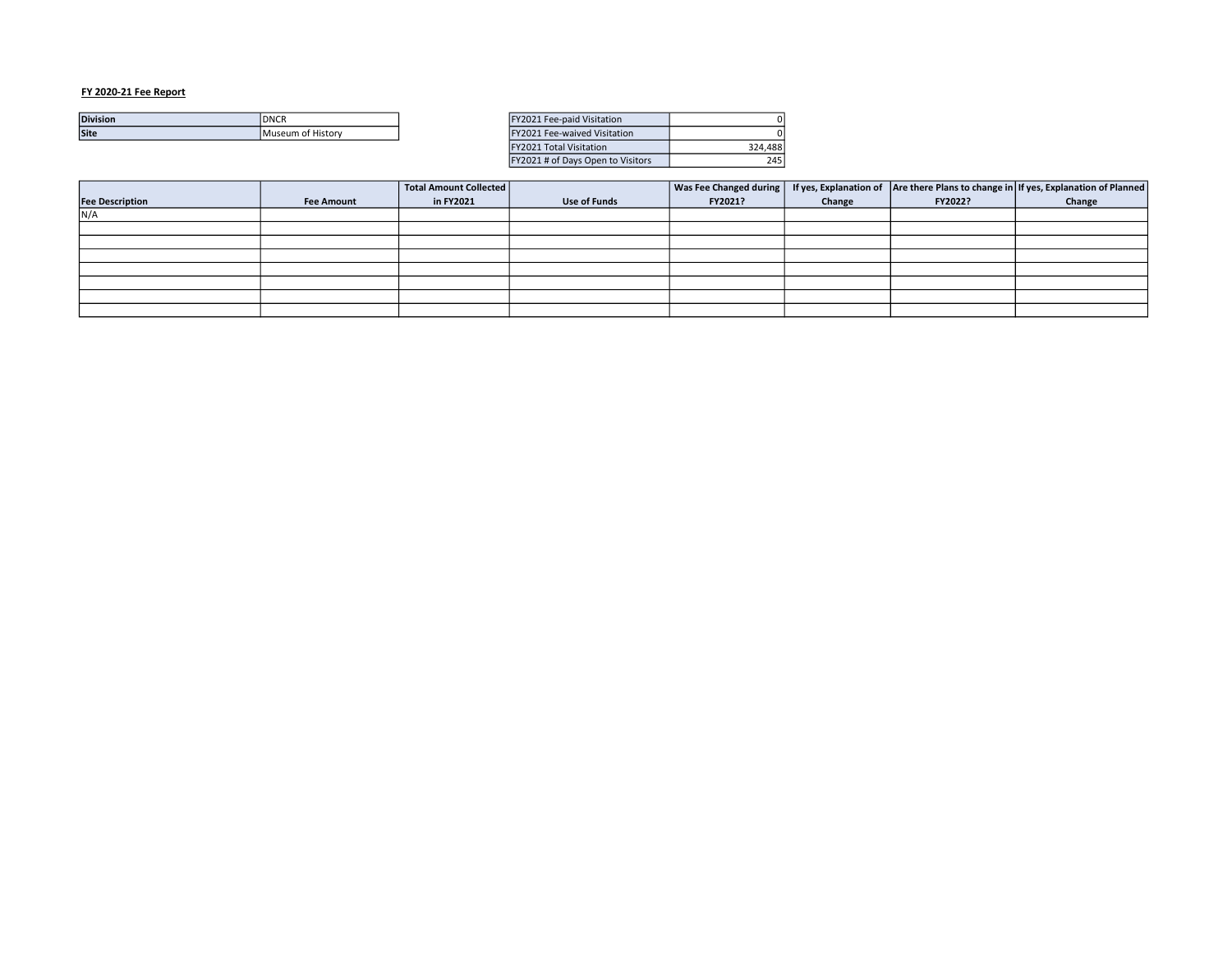**FY 2020-21 Fee Report**

| Division | DNCR |
|---|---|
| Site | Museum of History |

| FY2021 Fee-paid Visitation | 0 |
|---|---|
| FY2021 Fee-waived Visitation | 0 |
| FY2021 Total Visitation | 324,488 |
| FY2021 # of Days Open to Visitors | 245 |

| Fee Description | Fee Amount | Total Amount Collected in FY2021 | Use of Funds | Was Fee Changed during FY2021? | If yes, Explanation of Change | Are there Plans to change in FY2022? | If yes, Explanation of Planned Change |
|---|---|---|---|---|---|---|---|
| N/A | | | | | | | |
| | | | | | | | |
| | | | | | | | |
| | | | | | | | |
| | | | | | | | |
| | | | | | | | |
| | | | | | | | |
| | | | | | | | |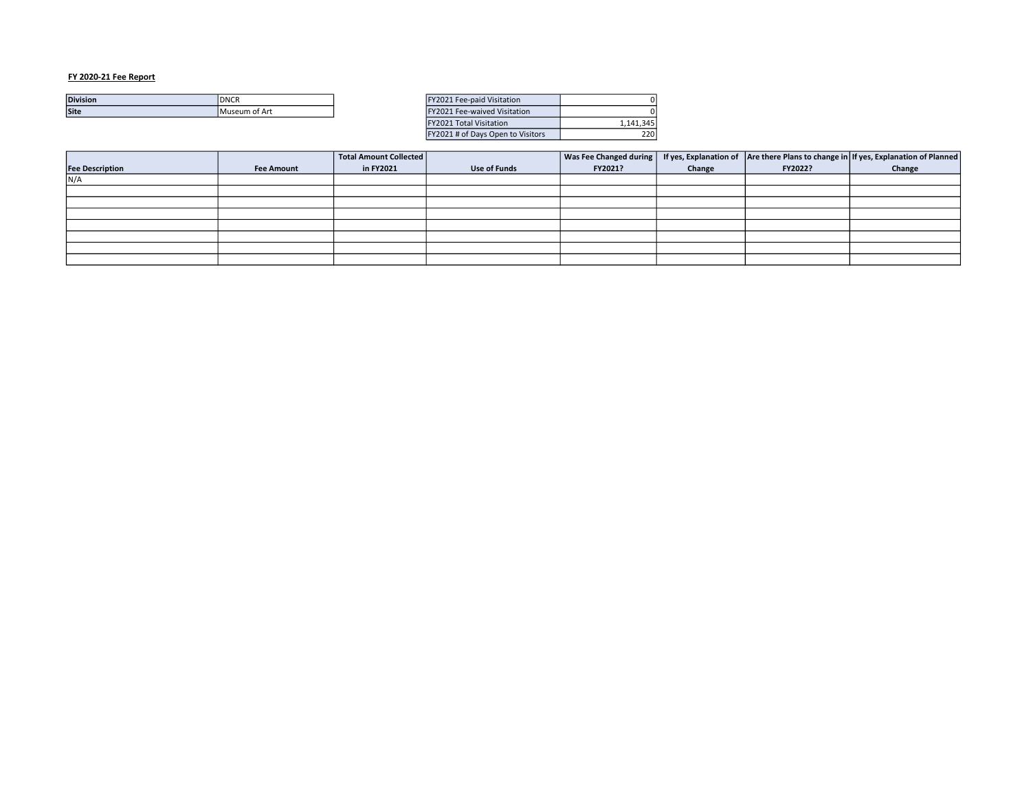**FY 2020-21 Fee Report**

| Division | DNCR |
| --- | --- |
| Site | Museum of Art |

| FY2021 Fee-paid Visitation | 0 |
| --- | --- |
| FY2021 Fee-waived Visitation | 0 |
| FY2021 Total Visitation | 1,141,345 |
| FY2021 # of Days Open to Visitors | 220 |

| Fee Description | Fee Amount | Total Amount Collected in FY2021 | Use of Funds | Was Fee Changed during FY2021? | If yes, Explanation of Change | Are there Plans to change in FY2022? | If yes, Explanation of Planned Change |
| --- | --- | --- | --- | --- | --- | --- | --- |
| N/A | | | | | | | |
| | | | | | | | |
| | | | | | | | |
| | | | | | | | |
| | | | | | | | |
| | | | | | | | |
| | | | | | | | |
| | | | | | | | |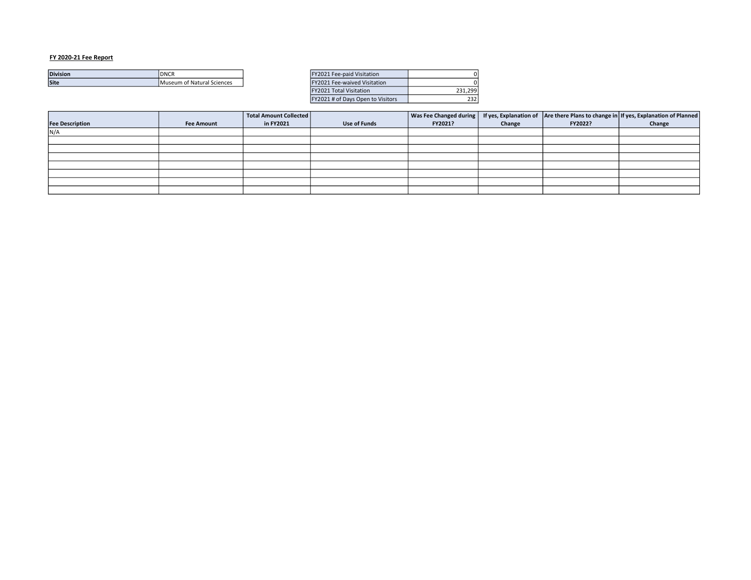**FY 2020-21 Fee Report**

| | |
|---|---|
| **Division** | DNCR |
| **Site** | Museum of Natural Sciences |

| | |
|---|---|
| FY2021 Fee-paid Visitation | 0 |
| FY2021 Fee-waived Visitation | 0 |
| FY2021 Total Visitation | 231,299 |
| FY2021 # of Days Open to Visitors | 232 |

| Fee Description | Fee Amount | Total Amount Collected in FY2021 | Use of Funds | Was Fee Changed during FY2021? | If yes, Explanation of Change | Are there Plans to change in FY2022? | If yes, Explanation of Planned Change |
|---|---|---|---|---|---|---|---|
| N/A | | | | | | | |
| | | | | | | | |
| | | | | | | | |
| | | | | | | | |
| | | | | | | | |
| | | | | | | | |
| | | | | | | | |
| | | | | | | | |